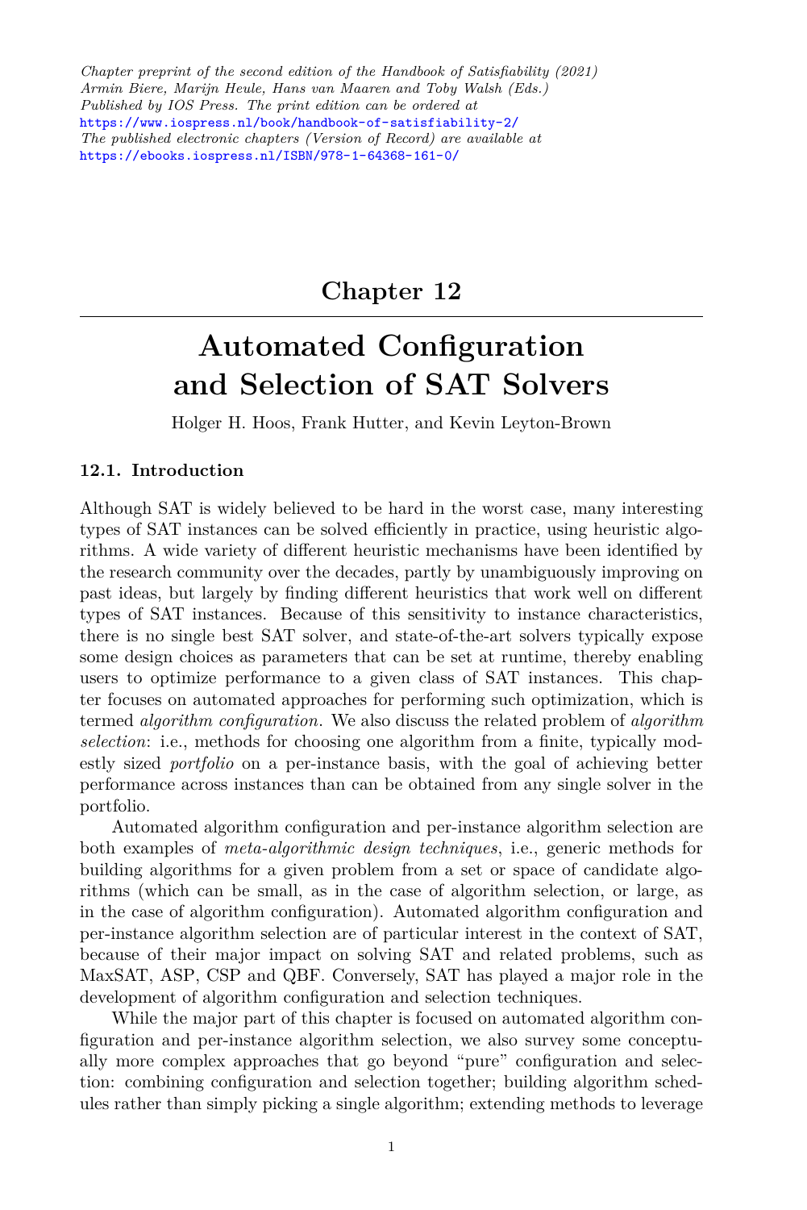*Chapter preprint of the second edition of the Handbook of Satisfiability (2021)*
*Armin Biere, Marijn Heule, Hans van Maaren and Toby Walsh (Eds.)*
*Published by IOS Press. The print edition can be ordered at*
https://www.iospress.nl/book/handbook-of-satisfiability-2/
*The published electronic chapters (Version of Record) are available at*
https://ebooks.iospress.nl/ISBN/978-1-64368-161-0/

# Chapter 12

# Automated Configuration and Selection of SAT Solvers

Holger H. Hoos, Frank Hutter, and Kevin Leyton-Brown

## 12.1. Introduction

Although SAT is widely believed to be hard in the worst case, many interesting types of SAT instances can be solved efficiently in practice, using heuristic algorithms. A wide variety of different heuristic mechanisms have been identified by the research community over the decades, partly by unambiguously improving on past ideas, but largely by finding different heuristics that work well on different types of SAT instances. Because of this sensitivity to instance characteristics, there is no single best SAT solver, and state-of-the-art solvers typically expose some design choices as parameters that can be set at runtime, thereby enabling users to optimize performance to a given class of SAT instances. This chapter focuses on automated approaches for performing such optimization, which is termed *algorithm configuration*. We also discuss the related problem of *algorithm selection*: i.e., methods for choosing one algorithm from a finite, typically modestly sized *portfolio* on a per-instance basis, with the goal of achieving better performance across instances than can be obtained from any single solver in the portfolio.

Automated algorithm configuration and per-instance algorithm selection are both examples of *meta-algorithmic design techniques*, i.e., generic methods for building algorithms for a given problem from a set or space of candidate algorithms (which can be small, as in the case of algorithm selection, or large, as in the case of algorithm configuration). Automated algorithm configuration and per-instance algorithm selection are of particular interest in the context of SAT, because of their major impact on solving SAT and related problems, such as MaxSAT, ASP, CSP and QBF. Conversely, SAT has played a major role in the development of algorithm configuration and selection techniques.

While the major part of this chapter is focused on automated algorithm configuration and per-instance algorithm selection, we also survey some conceptually more complex approaches that go beyond "pure" configuration and selection: combining configuration and selection together; building algorithm schedules rather than simply picking a single algorithm; extending methods to leverage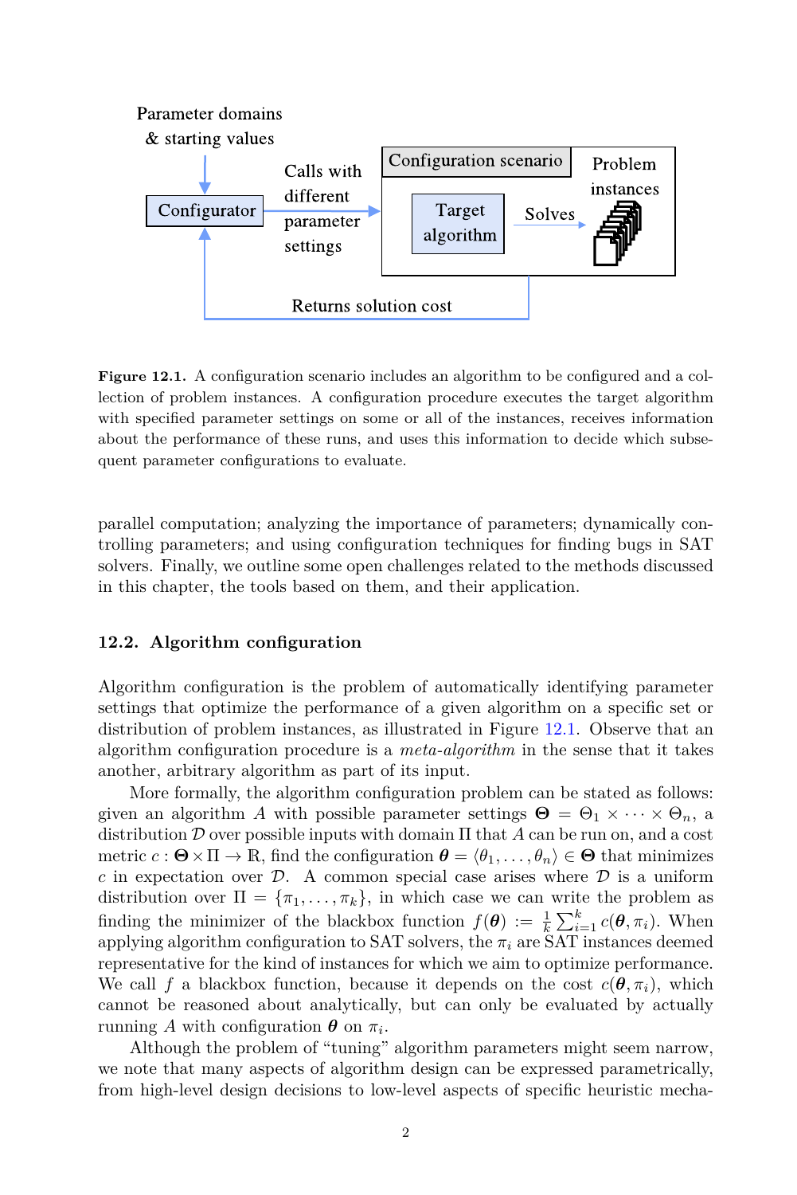Figure 12.1. A configuration scenario includes an algorithm to be configured and a collection of problem instances. A configuration procedure executes the target algorithm with specified parameter settings on some or all of the instances, receives information about the performance of these runs, and uses this information to decide which subsequent parameter configurations to evaluate.

parallel computation; analyzing the importance of parameters; dynamically controlling parameters; and using configuration techniques for finding bugs in SAT solvers. Finally, we outline some open challenges related to the methods discussed in this chapter, the tools based on them, and their application.

## 12.2. Algorithm configuration

Algorithm configuration is the problem of automatically identifying parameter settings that optimize the performance of a given algorithm on a specific set or distribution of problem instances, as illustrated in Figure 12.1. Observe that an algorithm configuration procedure is a *meta-algorithm* in the sense that it takes another, arbitrary algorithm as part of its input.

More formally, the algorithm configuration problem can be stated as follows: given an algorithm $A$ with possible parameter settings $\boldsymbol{\Theta} = \Theta_1 \times \cdots \times \Theta_n$, a distribution $\mathcal{D}$ over possible inputs with domain $\Pi$ that $A$ can be run on, and a cost metric $c : \boldsymbol{\Theta} \times \Pi \to \mathbb{R}$, find the configuration $\boldsymbol{\theta} = \langle \theta_1, \ldots, \theta_n \rangle \in \boldsymbol{\Theta}$ that minimizes $c$ in expectation over $\mathcal{D}$. A common special case arises where $\mathcal{D}$ is a uniform distribution over $\Pi = \{\pi_1, \ldots, \pi_k\}$, in which case we can write the problem as finding the minimizer of the blackbox function $f(\boldsymbol{\theta}) := \frac{1}{k}\sum_{i=1}^{k} c(\boldsymbol{\theta}, \pi_i)$. When applying algorithm configuration to SAT solvers, the $\pi_i$ are SAT instances deemed representative for the kind of instances for which we aim to optimize performance. We call $f$ a blackbox function, because it depends on the cost $c(\boldsymbol{\theta}, \pi_i)$, which cannot be reasoned about analytically, but can only be evaluated by actually running $A$ with configuration $\boldsymbol{\theta}$ on $\pi_i$.

Although the problem of "tuning" algorithm parameters might seem narrow, we note that many aspects of algorithm design can be expressed parametrically, from high-level design decisions to low-level aspects of specific heuristic mecha-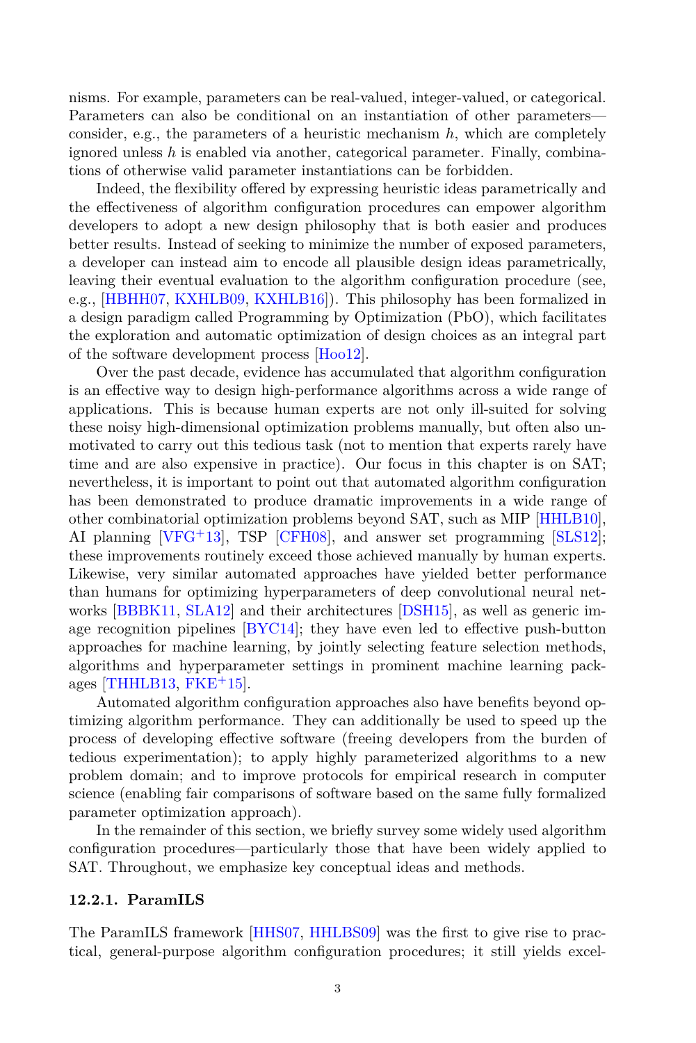nisms. For example, parameters can be real-valued, integer-valued, or categorical. Parameters can also be conditional on an instantiation of other parameters—consider, e.g., the parameters of a heuristic mechanism $h$, which are completely ignored unless $h$ is enabled via another, categorical parameter. Finally, combinations of otherwise valid parameter instantiations can be forbidden.

Indeed, the flexibility offered by expressing heuristic ideas parametrically and the effectiveness of algorithm configuration procedures can empower algorithm developers to adopt a new design philosophy that is both easier and produces better results. Instead of seeking to minimize the number of exposed parameters, a developer can instead aim to encode all plausible design ideas parametrically, leaving their eventual evaluation to the algorithm configuration procedure (see, e.g., [HBHH07, KXHLB09, KXHLB16]). This philosophy has been formalized in a design paradigm called Programming by Optimization (PbO), which facilitates the exploration and automatic optimization of design choices as an integral part of the software development process [Hoo12].

Over the past decade, evidence has accumulated that algorithm configuration is an effective way to design high-performance algorithms across a wide range of applications. This is because human experts are not only ill-suited for solving these noisy high-dimensional optimization problems manually, but often also unmotivated to carry out this tedious task (not to mention that experts rarely have time and are also expensive in practice). Our focus in this chapter is on SAT; nevertheless, it is important to point out that automated algorithm configuration has been demonstrated to produce dramatic improvements in a wide range of other combinatorial optimization problems beyond SAT, such as MIP [HHLB10], AI planning [VFG+13], TSP [CFH08], and answer set programming [SLS12]; these improvements routinely exceed those achieved manually by human experts. Likewise, very similar automated approaches have yielded better performance than humans for optimizing hyperparameters of deep convolutional neural networks [BBBK11, SLA12] and their architectures [DSH15], as well as generic image recognition pipelines [BYC14]; they have even led to effective push-button approaches for machine learning, by jointly selecting feature selection methods, algorithms and hyperparameter settings in prominent machine learning packages [THHLB13, FKE+15].

Automated algorithm configuration approaches also have benefits beyond optimizing algorithm performance. They can additionally be used to speed up the process of developing effective software (freeing developers from the burden of tedious experimentation); to apply highly parameterized algorithms to a new problem domain; and to improve protocols for empirical research in computer science (enabling fair comparisons of software based on the same fully formalized parameter optimization approach).

In the remainder of this section, we briefly survey some widely used algorithm configuration procedures—particularly those that have been widely applied to SAT. Throughout, we emphasize key conceptual ideas and methods.

### 12.2.1. ParamILS

The ParamILS framework [HHS07, HHLBS09] was the first to give rise to practical, general-purpose algorithm configuration procedures; it still yields excel-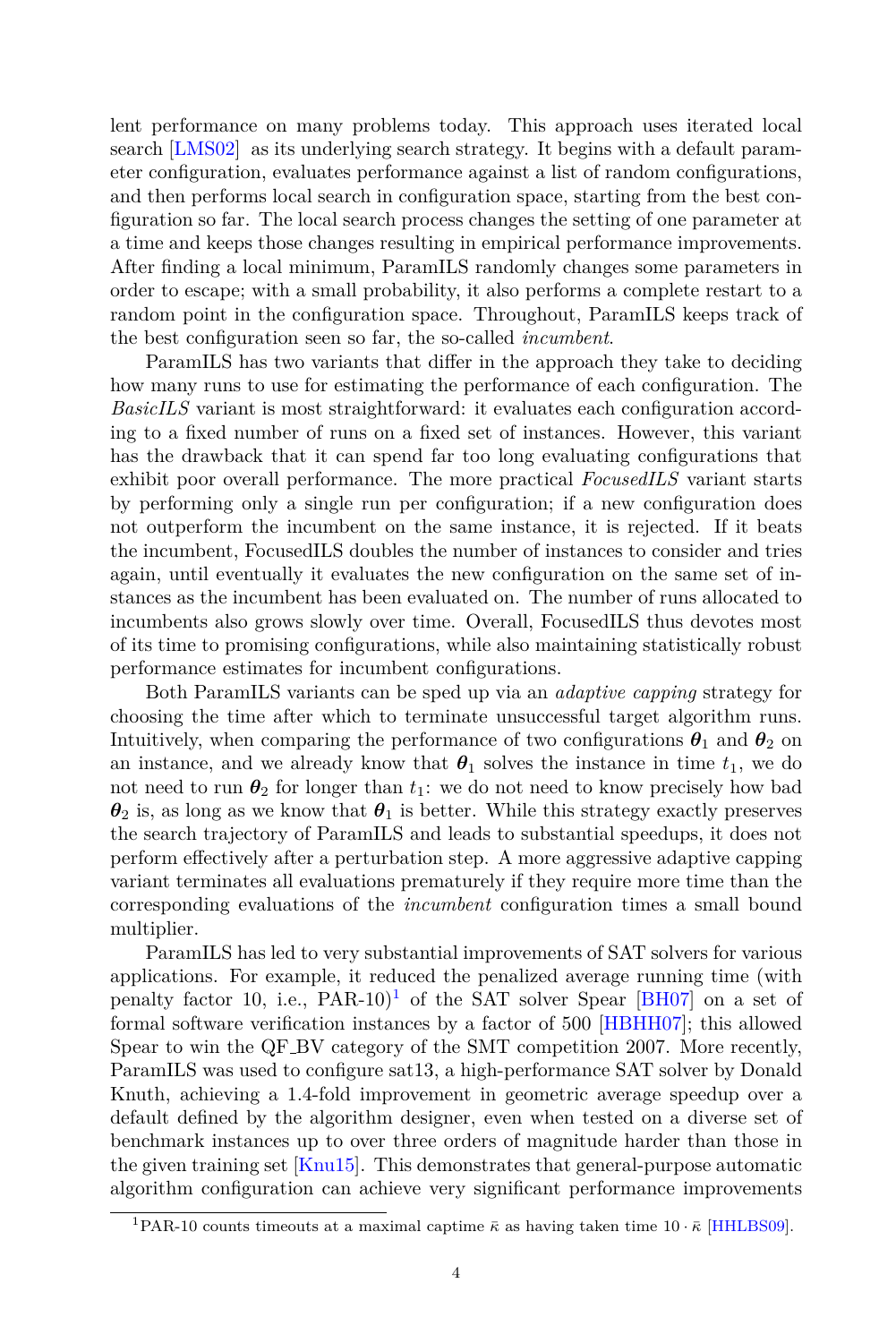lent performance on many problems today. This approach uses iterated local search [LMS02] as its underlying search strategy. It begins with a default parameter configuration, evaluates performance against a list of random configurations, and then performs local search in configuration space, starting from the best configuration so far. The local search process changes the setting of one parameter at a time and keeps those changes resulting in empirical performance improvements. After finding a local minimum, ParamILS randomly changes some parameters in order to escape; with a small probability, it also performs a complete restart to a random point in the configuration space. Throughout, ParamILS keeps track of the best configuration seen so far, the so-called *incumbent*.

ParamILS has two variants that differ in the approach they take to deciding how many runs to use for estimating the performance of each configuration. The *BasicILS* variant is most straightforward: it evaluates each configuration according to a fixed number of runs on a fixed set of instances. However, this variant has the drawback that it can spend far too long evaluating configurations that exhibit poor overall performance. The more practical *FocusedILS* variant starts by performing only a single run per configuration; if a new configuration does not outperform the incumbent on the same instance, it is rejected. If it beats the incumbent, FocusedILS doubles the number of instances to consider and tries again, until eventually it evaluates the new configuration on the same set of instances as the incumbent has been evaluated on. The number of runs allocated to incumbents also grows slowly over time. Overall, FocusedILS thus devotes most of its time to promising configurations, while also maintaining statistically robust performance estimates for incumbent configurations.

Both ParamILS variants can be sped up via an *adaptive capping* strategy for choosing the time after which to terminate unsuccessful target algorithm runs. Intuitively, when comparing the performance of two configurations $\boldsymbol{\theta}_1$ and $\boldsymbol{\theta}_2$ on an instance, and we already know that $\boldsymbol{\theta}_1$ solves the instance in time $t_1$, we do not need to run $\boldsymbol{\theta}_2$ for longer than $t_1$: we do not need to know precisely how bad $\boldsymbol{\theta}_2$ is, as long as we know that $\boldsymbol{\theta}_1$ is better. While this strategy exactly preserves the search trajectory of ParamILS and leads to substantial speedups, it does not perform effectively after a perturbation step. A more aggressive adaptive capping variant terminates all evaluations prematurely if they require more time than the corresponding evaluations of the *incumbent* configuration times a small bound multiplier.

ParamILS has led to very substantial improvements of SAT solvers for various applications. For example, it reduced the penalized average running time (with penalty factor 10, i.e., PAR-10)[1] of the SAT solver Spear [BH07] on a set of formal software verification instances by a factor of 500 [HBHH07]; this allowed Spear to win the QF_BV category of the SMT competition 2007. More recently, ParamILS was used to configure sat13, a high-performance SAT solver by Donald Knuth, achieving a 1.4-fold improvement in geometric average speedup over a default defined by the algorithm designer, even when tested on a diverse set of benchmark instances up to over three orders of magnitude harder than those in the given training set [Knu15]. This demonstrates that general-purpose automatic algorithm configuration can achieve very significant performance improvements

[1] PAR-10 counts timeouts at a maximal captime $\bar{\kappa}$ as having taken time $10 \cdot \bar{\kappa}$ [HHLBS09].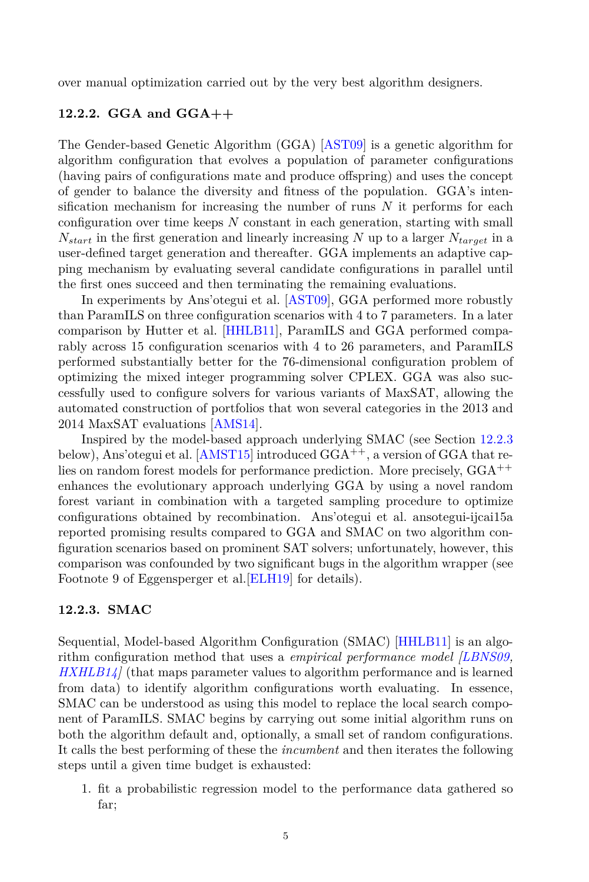over manual optimization carried out by the very best algorithm designers.

### 12.2.2. GGA and GGA++

The Gender-based Genetic Algorithm (GGA) [AST09] is a genetic algorithm for algorithm configuration that evolves a population of parameter configurations (having pairs of configurations mate and produce offspring) and uses the concept of gender to balance the diversity and fitness of the population. GGA's intensification mechanism for increasing the number of runs $N$ it performs for each configuration over time keeps $N$ constant in each generation, starting with small $N_{start}$ in the first generation and linearly increasing $N$ up to a larger $N_{target}$ in a user-defined target generation and thereafter. GGA implements an adaptive capping mechanism by evaluating several candidate configurations in parallel until the first ones succeed and then terminating the remaining evaluations.

In experiments by Ans'otegui et al. [AST09], GGA performed more robustly than ParamILS on three configuration scenarios with 4 to 7 parameters. In a later comparison by Hutter et al. [HHLB11], ParamILS and GGA performed comparably across 15 configuration scenarios with 4 to 26 parameters, and ParamILS performed substantially better for the 76-dimensional configuration problem of optimizing the mixed integer programming solver CPLEX. GGA was also successfully used to configure solvers for various variants of MaxSAT, allowing the automated construction of portfolios that won several categories in the 2013 and 2014 MaxSAT evaluations [AMS14].

Inspired by the model-based approach underlying SMAC (see Section 12.2.3 below), Ans'otegui et al. [AMST15] introduced GGA$^{++}$, a version of GGA that relies on random forest models for performance prediction. More precisely, GGA$^{++}$ enhances the evolutionary approach underlying GGA by using a novel random forest variant in combination with a targeted sampling procedure to optimize configurations obtained by recombination. Ans'otegui et al. ansotegui-ijcai15a reported promising results compared to GGA and SMAC on two algorithm configuration scenarios based on prominent SAT solvers; unfortunately, however, this comparison was confounded by two significant bugs in the algorithm wrapper (see Footnote 9 of Eggensperger et al.[ELH19] for details).

### 12.2.3. SMAC

Sequential, Model-based Algorithm Configuration (SMAC) [HHLB11] is an algorithm configuration method that uses a *empirical performance model [LBNS09, HXHLB14]* (that maps parameter values to algorithm performance and is learned from data) to identify algorithm configurations worth evaluating. In essence, SMAC can be understood as using this model to replace the local search component of ParamILS. SMAC begins by carrying out some initial algorithm runs on both the algorithm default and, optionally, a small set of random configurations. It calls the best performing of these the *incumbent* and then iterates the following steps until a given time budget is exhausted:

1. fit a probabilistic regression model to the performance data gathered so far;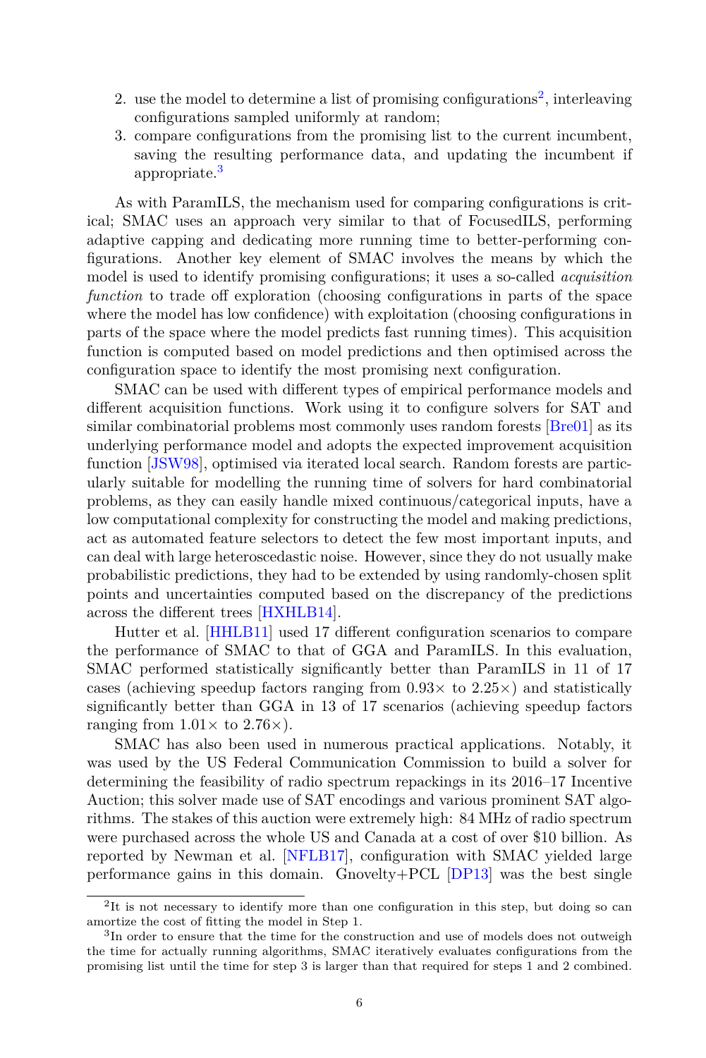2. use the model to determine a list of promising configurations[2], interleaving configurations sampled uniformly at random;
3. compare configurations from the promising list to the current incumbent, saving the resulting performance data, and updating the incumbent if appropriate.[3]

As with ParamILS, the mechanism used for comparing configurations is critical; SMAC uses an approach very similar to that of FocusedILS, performing adaptive capping and dedicating more running time to better-performing configurations. Another key element of SMAC involves the means by which the model is used to identify promising configurations; it uses a so-called *acquisition function* to trade off exploration (choosing configurations in parts of the space where the model has low confidence) with exploitation (choosing configurations in parts of the space where the model predicts fast running times). This acquisition function is computed based on model predictions and then optimised across the configuration space to identify the most promising next configuration.

SMAC can be used with different types of empirical performance models and different acquisition functions. Work using it to configure solvers for SAT and similar combinatorial problems most commonly uses random forests [Bre01] as its underlying performance model and adopts the expected improvement acquisition function [JSW98], optimised via iterated local search. Random forests are particularly suitable for modelling the running time of solvers for hard combinatorial problems, as they can easily handle mixed continuous/categorical inputs, have a low computational complexity for constructing the model and making predictions, act as automated feature selectors to detect the few most important inputs, and can deal with large heteroscedastic noise. However, since they do not usually make probabilistic predictions, they had to be extended by using randomly-chosen split points and uncertainties computed based on the discrepancy of the predictions across the different trees [HXHLB14].

Hutter et al. [HHLB11] used 17 different configuration scenarios to compare the performance of SMAC to that of GGA and ParamILS. In this evaluation, SMAC performed statistically significantly better than ParamILS in 11 of 17 cases (achieving speedup factors ranging from $0.93\times$ to $2.25\times$) and statistically significantly better than GGA in 13 of 17 scenarios (achieving speedup factors ranging from $1.01\times$ to $2.76\times$).

SMAC has also been used in numerous practical applications. Notably, it was used by the US Federal Communication Commission to build a solver for determining the feasibility of radio spectrum repackings in its 2016–17 Incentive Auction; this solver made use of SAT encodings and various prominent SAT algorithms. The stakes of this auction were extremely high: 84 MHz of radio spectrum were purchased across the whole US and Canada at a cost of over \$10 billion. As reported by Newman et al. [NFLB17], configuration with SMAC yielded large performance gains in this domain. Gnovelty+PCL [DP13] was the best single

[2] It is not necessary to identify more than one configuration in this step, but doing so can amortize the cost of fitting the model in Step 1.

[3] In order to ensure that the time for the construction and use of models does not outweigh the time for actually running algorithms, SMAC iteratively evaluates configurations from the promising list until the time for step 3 is larger than that required for steps 1 and 2 combined.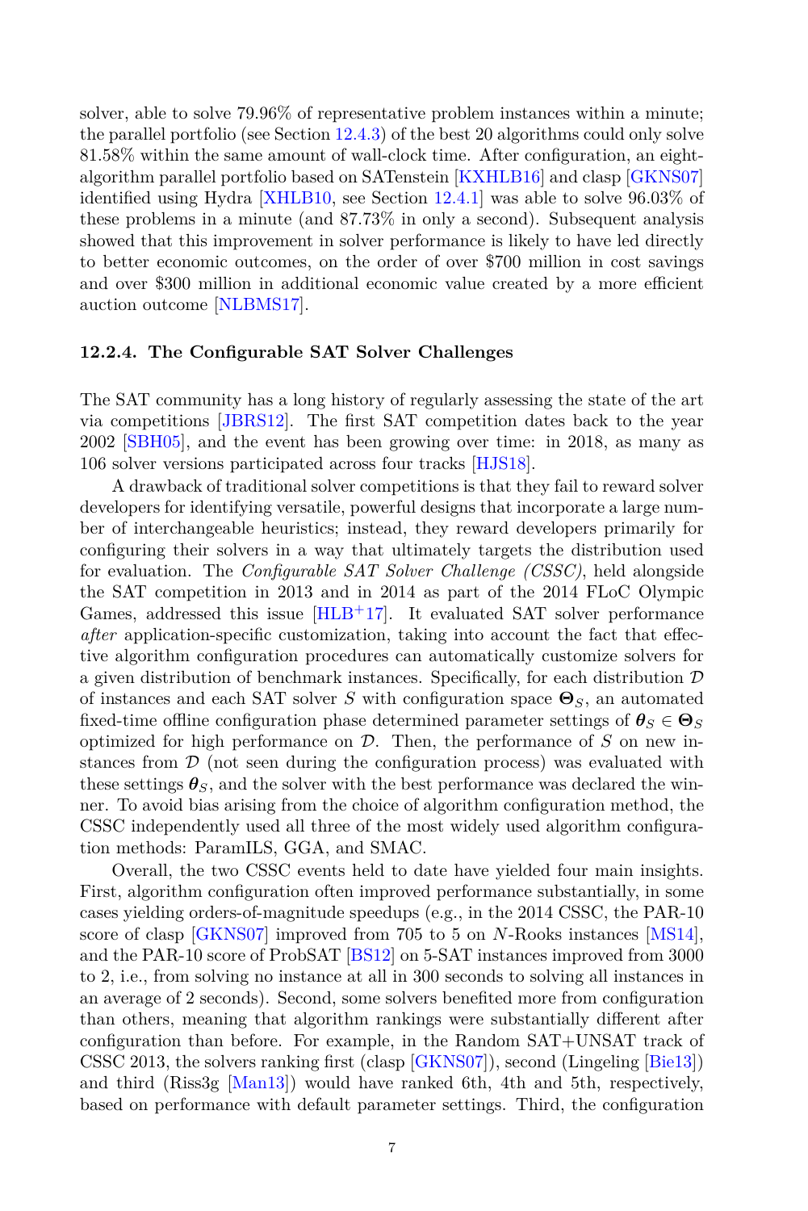solver, able to solve 79.96% of representative problem instances within a minute; the parallel portfolio (see Section 12.4.3) of the best 20 algorithms could only solve 81.58% within the same amount of wall-clock time. After configuration, an eight-algorithm parallel portfolio based on SATenstein [KXHLB16] and clasp [GKNS07] identified using Hydra [XHLB10, see Section 12.4.1] was able to solve 96.03% of these problems in a minute (and 87.73% in only a second). Subsequent analysis showed that this improvement in solver performance is likely to have led directly to better economic outcomes, on the order of over \$700 million in cost savings and over \$300 million in additional economic value created by a more efficient auction outcome [NLBMS17].

### 12.2.4. The Configurable SAT Solver Challenges

The SAT community has a long history of regularly assessing the state of the art via competitions [JBRS12]. The first SAT competition dates back to the year 2002 [SBH05], and the event has been growing over time: in 2018, as many as 106 solver versions participated across four tracks [HJS18].

A drawback of traditional solver competitions is that they fail to reward solver developers for identifying versatile, powerful designs that incorporate a large number of interchangeable heuristics; instead, they reward developers primarily for configuring their solvers in a way that ultimately targets the distribution used for evaluation. The *Configurable SAT Solver Challenge (CSSC)*, held alongside the SAT competition in 2013 and in 2014 as part of the 2014 FLoC Olympic Games, addressed this issue [HLB+17]. It evaluated SAT solver performance *after* application-specific customization, taking into account the fact that effective algorithm configuration procedures can automatically customize solvers for a given distribution of benchmark instances. Specifically, for each distribution $\mathcal{D}$ of instances and each SAT solver $S$ with configuration space $\boldsymbol{\Theta}_S$, an automated fixed-time offline configuration phase determined parameter settings of $\boldsymbol{\theta}_S \in \boldsymbol{\Theta}_S$ optimized for high performance on $\mathcal{D}$. Then, the performance of $S$ on new instances from $\mathcal{D}$ (not seen during the configuration process) was evaluated with these settings $\boldsymbol{\theta}_S$, and the solver with the best performance was declared the winner. To avoid bias arising from the choice of algorithm configuration method, the CSSC independently used all three of the most widely used algorithm configuration methods: ParamILS, GGA, and SMAC.

Overall, the two CSSC events held to date have yielded four main insights. First, algorithm configuration often improved performance substantially, in some cases yielding orders-of-magnitude speedups (e.g., in the 2014 CSSC, the PAR-10 score of clasp [GKNS07] improved from 705 to 5 on $N$-Rooks instances [MS14], and the PAR-10 score of ProbSAT [BS12] on 5-SAT instances improved from 3000 to 2, i.e., from solving no instance at all in 300 seconds to solving all instances in an average of 2 seconds). Second, some solvers benefited more from configuration than others, meaning that algorithm rankings were substantially different after configuration than before. For example, in the Random SAT+UNSAT track of CSSC 2013, the solvers ranking first (clasp [GKNS07]), second (Lingeling [Bie13]) and third (Riss3g [Man13]) would have ranked 6th, 4th and 5th, respectively, based on performance with default parameter settings. Third, the configuration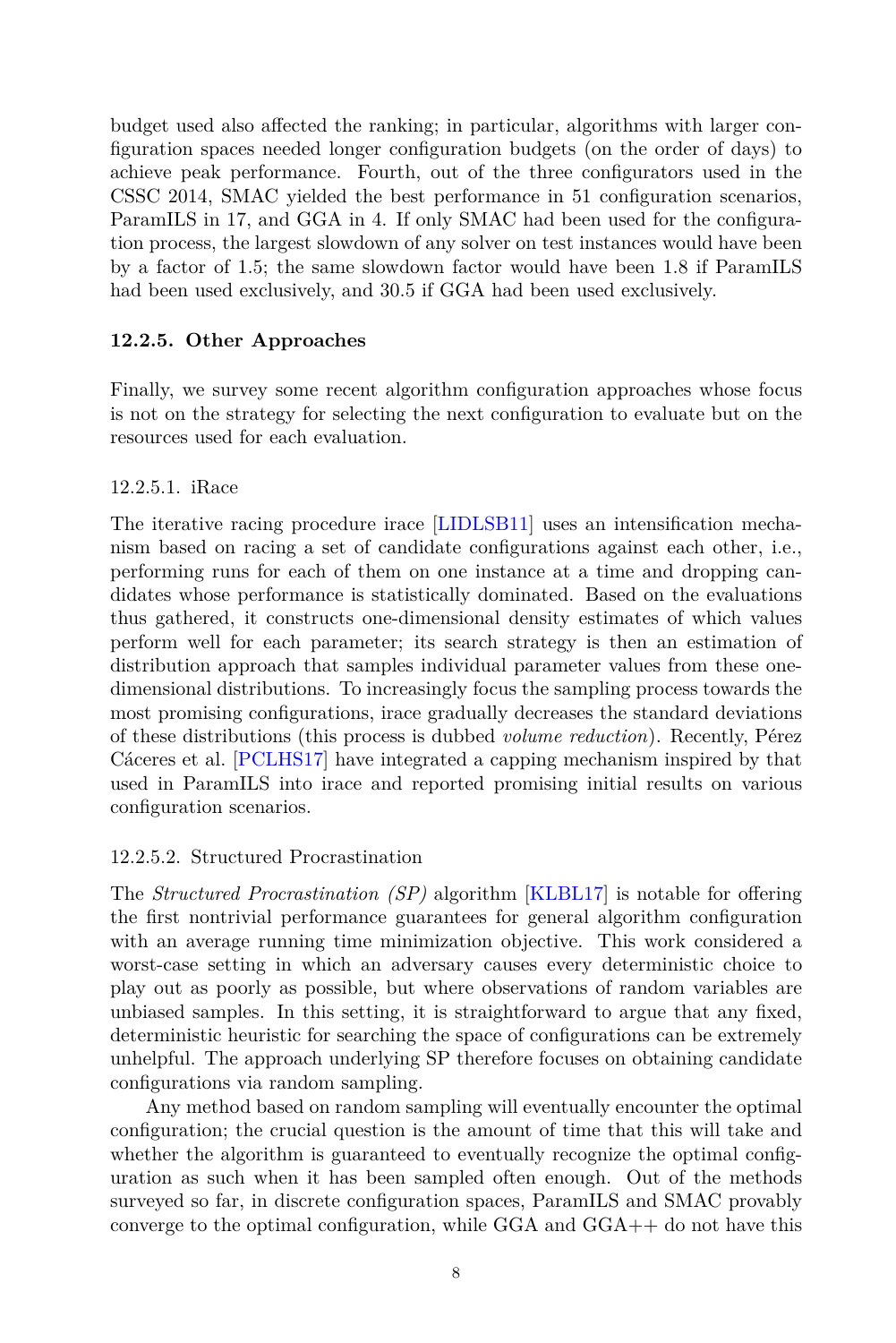budget used also affected the ranking; in particular, algorithms with larger configuration spaces needed longer configuration budgets (on the order of days) to achieve peak performance. Fourth, out of the three configurators used in the CSSC 2014, SMAC yielded the best performance in 51 configuration scenarios, ParamILS in 17, and GGA in 4. If only SMAC had been used for the configuration process, the largest slowdown of any solver on test instances would have been by a factor of 1.5; the same slowdown factor would have been 1.8 if ParamILS had been used exclusively, and 30.5 if GGA had been used exclusively.

### 12.2.5. Other Approaches

Finally, we survey some recent algorithm configuration approaches whose focus is not on the strategy for selecting the next configuration to evaluate but on the resources used for each evaluation.

#### 12.2.5.1. iRace

The iterative racing procedure irace [LIDLSB11] uses an intensification mechanism based on racing a set of candidate configurations against each other, i.e., performing runs for each of them on one instance at a time and dropping candidates whose performance is statistically dominated. Based on the evaluations thus gathered, it constructs one-dimensional density estimates of which values perform well for each parameter; its search strategy is then an estimation of distribution approach that samples individual parameter values from these one-dimensional distributions. To increasingly focus the sampling process towards the most promising configurations, irace gradually decreases the standard deviations of these distributions (this process is dubbed *volume reduction*). Recently, Pérez Cáceres et al. [PCLHS17] have integrated a capping mechanism inspired by that used in ParamILS into irace and reported promising initial results on various configuration scenarios.

#### 12.2.5.2. Structured Procrastination

The *Structured Procrastination (SP)* algorithm [KLBL17] is notable for offering the first nontrivial performance guarantees for general algorithm configuration with an average running time minimization objective. This work considered a worst-case setting in which an adversary causes every deterministic choice to play out as poorly as possible, but where observations of random variables are unbiased samples. In this setting, it is straightforward to argue that any fixed, deterministic heuristic for searching the space of configurations can be extremely unhelpful. The approach underlying SP therefore focuses on obtaining candidate configurations via random sampling.

Any method based on random sampling will eventually encounter the optimal configuration; the crucial question is the amount of time that this will take and whether the algorithm is guaranteed to eventually recognize the optimal configuration as such when it has been sampled often enough. Out of the methods surveyed so far, in discrete configuration spaces, ParamILS and SMAC provably converge to the optimal configuration, while GGA and GGA++ do not have this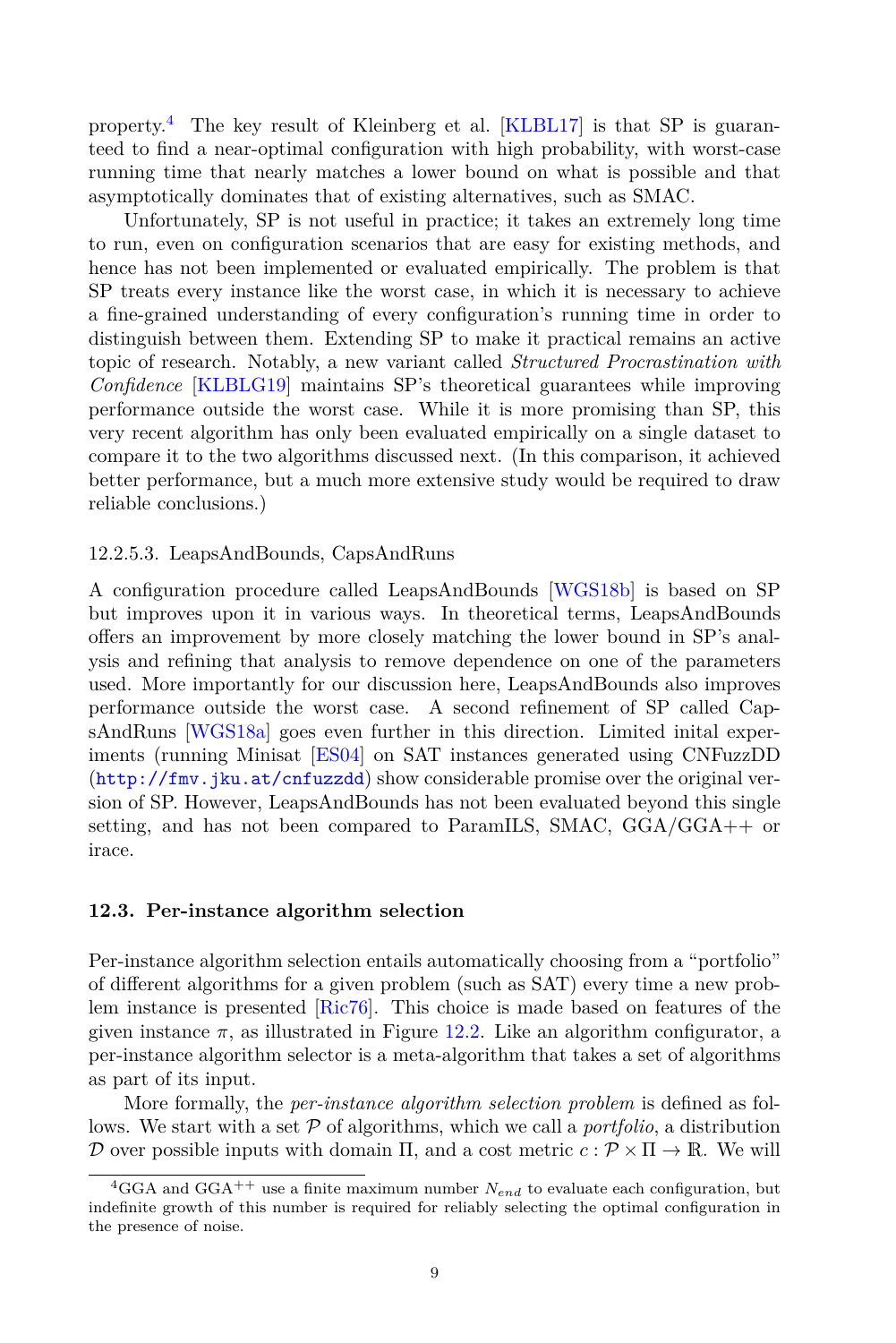property.[4] The key result of Kleinberg et al. [KLBL17] is that SP is guaranteed to find a near-optimal configuration with high probability, with worst-case running time that nearly matches a lower bound on what is possible and that asymptotically dominates that of existing alternatives, such as SMAC.

Unfortunately, SP is not useful in practice; it takes an extremely long time to run, even on configuration scenarios that are easy for existing methods, and hence has not been implemented or evaluated empirically. The problem is that SP treats every instance like the worst case, in which it is necessary to achieve a fine-grained understanding of every configuration's running time in order to distinguish between them. Extending SP to make it practical remains an active topic of research. Notably, a new variant called *Structured Procrastination with Confidence* [KLBLG19] maintains SP's theoretical guarantees while improving performance outside the worst case. While it is more promising than SP, this very recent algorithm has only been evaluated empirically on a single dataset to compare it to the two algorithms discussed next. (In this comparison, it achieved better performance, but a much more extensive study would be required to draw reliable conclusions.)

12.2.5.3. LeapsAndBounds, CapsAndRuns

A configuration procedure called LeapsAndBounds [WGS18b] is based on SP but improves upon it in various ways. In theoretical terms, LeapsAndBounds offers an improvement by more closely matching the lower bound in SP's analysis and refining that analysis to remove dependence on one of the parameters used. More importantly for our discussion here, LeapsAndBounds also improves performance outside the worst case. A second refinement of SP called CapsAndRuns [WGS18a] goes even further in this direction. Limited inital experiments (running Minisat [ES04] on SAT instances generated using CNFuzzDD (http://fmv.jku.at/cnfuzzdd) show considerable promise over the original version of SP. However, LeapsAndBounds has not been evaluated beyond this single setting, and has not been compared to ParamILS, SMAC, GGA/GGA++ or irace.

### 12.3. Per-instance algorithm selection

Per-instance algorithm selection entails automatically choosing from a "portfolio" of different algorithms for a given problem (such as SAT) every time a new problem instance is presented [Ric76]. This choice is made based on features of the given instance $\pi$, as illustrated in Figure 12.2. Like an algorithm configurator, a per-instance algorithm selector is a meta-algorithm that takes a set of algorithms as part of its input.

More formally, the *per-instance algorithm selection problem* is defined as follows. We start with a set $\mathcal{P}$ of algorithms, which we call a *portfolio*, a distribution $\mathcal{D}$ over possible inputs with domain $\Pi$, and a cost metric $c : \mathcal{P} \times \Pi \to \mathbb{R}$. We will

[4] GGA and GGA$^{++}$ use a finite maximum number $N_{end}$ to evaluate each configuration, but indefinite growth of this number is required for reliably selecting the optimal configuration in the presence of noise.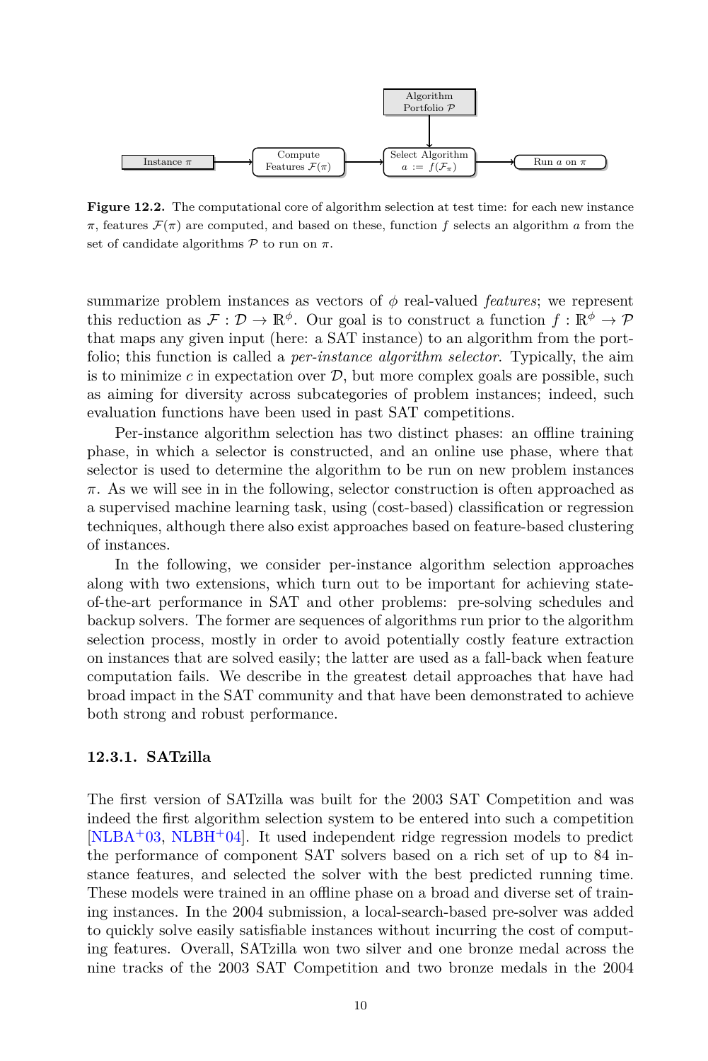**Figure 12.2.** The computational core of algorithm selection at test time: for each new instance $\pi$, features $\mathcal{F}(\pi)$ are computed, and based on these, function $f$ selects an algorithm $a$ from the set of candidate algorithms $\mathcal{P}$ to run on $\pi$.

summarize problem instances as vectors of $\phi$ real-valued *features*; we represent this reduction as $\mathcal{F} : \mathcal{D} \rightarrow \mathbb{R}^{\phi}$. Our goal is to construct a function $f : \mathbb{R}^{\phi} \rightarrow \mathcal{P}$ that maps any given input (here: a SAT instance) to an algorithm from the portfolio; this function is called a *per-instance algorithm selector*. Typically, the aim is to minimize $c$ in expectation over $\mathcal{D}$, but more complex goals are possible, such as aiming for diversity across subcategories of problem instances; indeed, such evaluation functions have been used in past SAT competitions.

Per-instance algorithm selection has two distinct phases: an offline training phase, in which a selector is constructed, and an online use phase, where that selector is used to determine the algorithm to be run on new problem instances $\pi$. As we will see in in the following, selector construction is often approached as a supervised machine learning task, using (cost-based) classification or regression techniques, although there also exist approaches based on feature-based clustering of instances.

In the following, we consider per-instance algorithm selection approaches along with two extensions, which turn out to be important for achieving state-of-the-art performance in SAT and other problems: pre-solving schedules and backup solvers. The former are sequences of algorithms run prior to the algorithm selection process, mostly in order to avoid potentially costly feature extraction on instances that are solved easily; the latter are used as a fall-back when feature computation fails. We describe in the greatest detail approaches that have had broad impact in the SAT community and that have been demonstrated to achieve both strong and robust performance.

### 12.3.1. SATzilla

The first version of SATzilla was built for the 2003 SAT Competition and was indeed the first algorithm selection system to be entered into such a competition [NLBA+03, NLBH+04]. It used independent ridge regression models to predict the performance of component SAT solvers based on a rich set of up to 84 instance features, and selected the solver with the best predicted running time. These models were trained in an offline phase on a broad and diverse set of training instances. In the 2004 submission, a local-search-based pre-solver was added to quickly solve easily satisfiable instances without incurring the cost of computing features. Overall, SATzilla won two silver and one bronze medal across the nine tracks of the 2003 SAT Competition and two bronze medals in the 2004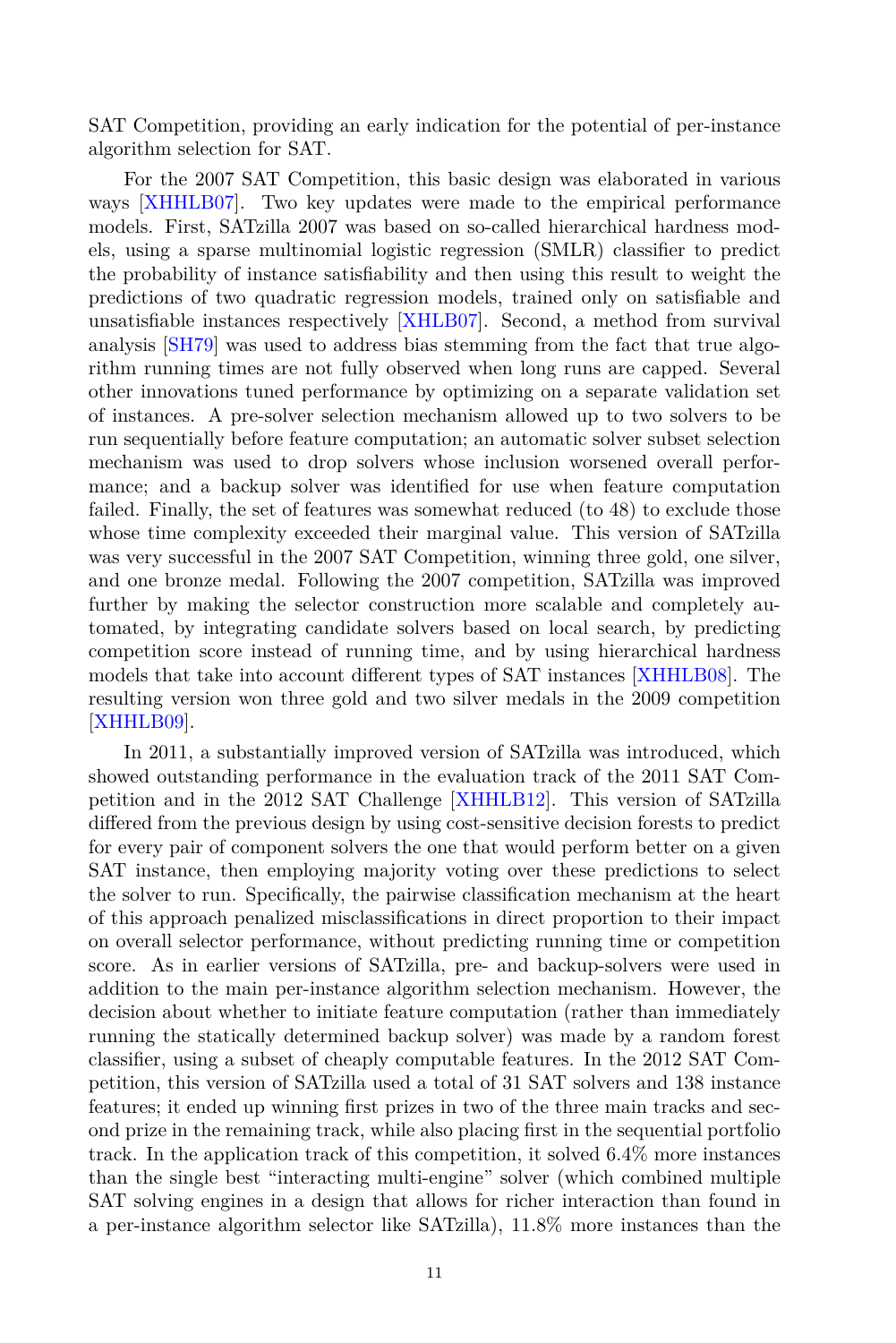SAT Competition, providing an early indication for the potential of per-instance algorithm selection for SAT.

For the 2007 SAT Competition, this basic design was elaborated in various ways [XHHLB07]. Two key updates were made to the empirical performance models. First, SATzilla 2007 was based on so-called hierarchical hardness models, using a sparse multinomial logistic regression (SMLR) classifier to predict the probability of instance satisfiability and then using this result to weight the predictions of two quadratic regression models, trained only on satisfiable and unsatisfiable instances respectively [XHLB07]. Second, a method from survival analysis [SH79] was used to address bias stemming from the fact that true algorithm running times are not fully observed when long runs are capped. Several other innovations tuned performance by optimizing on a separate validation set of instances. A pre-solver selection mechanism allowed up to two solvers to be run sequentially before feature computation; an automatic solver subset selection mechanism was used to drop solvers whose inclusion worsened overall performance; and a backup solver was identified for use when feature computation failed. Finally, the set of features was somewhat reduced (to 48) to exclude those whose time complexity exceeded their marginal value. This version of SATzilla was very successful in the 2007 SAT Competition, winning three gold, one silver, and one bronze medal. Following the 2007 competition, SATzilla was improved further by making the selector construction more scalable and completely automated, by integrating candidate solvers based on local search, by predicting competition score instead of running time, and by using hierarchical hardness models that take into account different types of SAT instances [XHHLB08]. The resulting version won three gold and two silver medals in the 2009 competition [XHHLB09].

In 2011, a substantially improved version of SATzilla was introduced, which showed outstanding performance in the evaluation track of the 2011 SAT Competition and in the 2012 SAT Challenge [XHHLB12]. This version of SATzilla differed from the previous design by using cost-sensitive decision forests to predict for every pair of component solvers the one that would perform better on a given SAT instance, then employing majority voting over these predictions to select the solver to run. Specifically, the pairwise classification mechanism at the heart of this approach penalized misclassifications in direct proportion to their impact on overall selector performance, without predicting running time or competition score. As in earlier versions of SATzilla, pre- and backup-solvers were used in addition to the main per-instance algorithm selection mechanism. However, the decision about whether to initiate feature computation (rather than immediately running the statically determined backup solver) was made by a random forest classifier, using a subset of cheaply computable features. In the 2012 SAT Competition, this version of SATzilla used a total of 31 SAT solvers and 138 instance features; it ended up winning first prizes in two of the three main tracks and second prize in the remaining track, while also placing first in the sequential portfolio track. In the application track of this competition, it solved 6.4% more instances than the single best "interacting multi-engine" solver (which combined multiple SAT solving engines in a design that allows for richer interaction than found in a per-instance algorithm selector like SATzilla), 11.8% more instances than the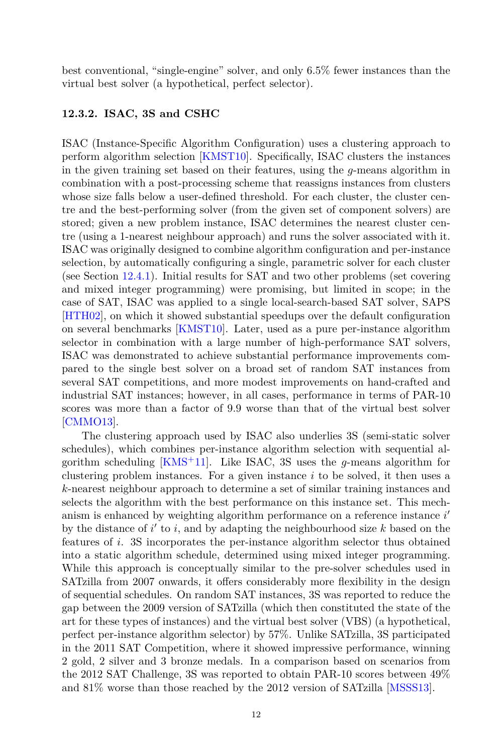best conventional, "single-engine" solver, and only 6.5% fewer instances than the virtual best solver (a hypothetical, perfect selector).

### 12.3.2. ISAC, 3S and CSHC

ISAC (Instance-Specific Algorithm Configuration) uses a clustering approach to perform algorithm selection [KMST10]. Specifically, ISAC clusters the instances in the given training set based on their features, using the $g$-means algorithm in combination with a post-processing scheme that reassigns instances from clusters whose size falls below a user-defined threshold. For each cluster, the cluster centre and the best-performing solver (from the given set of component solvers) are stored; given a new problem instance, ISAC determines the nearest cluster centre (using a 1-nearest neighbour approach) and runs the solver associated with it. ISAC was originally designed to combine algorithm configuration and per-instance selection, by automatically configuring a single, parametric solver for each cluster (see Section 12.4.1). Initial results for SAT and two other problems (set covering and mixed integer programming) were promising, but limited in scope; in the case of SAT, ISAC was applied to a single local-search-based SAT solver, SAPS [HTH02], on which it showed substantial speedups over the default configuration on several benchmarks [KMST10]. Later, used as a pure per-instance algorithm selector in combination with a large number of high-performance SAT solvers, ISAC was demonstrated to achieve substantial performance improvements compared to the single best solver on a broad set of random SAT instances from several SAT competitions, and more modest improvements on hand-crafted and industrial SAT instances; however, in all cases, performance in terms of PAR-10 scores was more than a factor of 9.9 worse than that of the virtual best solver [CMMO13].

The clustering approach used by ISAC also underlies 3S (semi-static solver schedules), which combines per-instance algorithm selection with sequential algorithm scheduling [KMS+11]. Like ISAC, 3S uses the $g$-means algorithm for clustering problem instances. For a given instance $i$ to be solved, it then uses a $k$-nearest neighbour approach to determine a set of similar training instances and selects the algorithm with the best performance on this instance set. This mechanism is enhanced by weighting algorithm performance on a reference instance $i'$ by the distance of $i'$ to $i$, and by adapting the neighbourhood size $k$ based on the features of $i$. 3S incorporates the per-instance algorithm selector thus obtained into a static algorithm schedule, determined using mixed integer programming. While this approach is conceptually similar to the pre-solver schedules used in SATzilla from 2007 onwards, it offers considerably more flexibility in the design of sequential schedules. On random SAT instances, 3S was reported to reduce the gap between the 2009 version of SATzilla (which then constituted the state of the art for these types of instances) and the virtual best solver (VBS) (a hypothetical, perfect per-instance algorithm selector) by 57%. Unlike SATzilla, 3S participated in the 2011 SAT Competition, where it showed impressive performance, winning 2 gold, 2 silver and 3 bronze medals. In a comparison based on scenarios from the 2012 SAT Challenge, 3S was reported to obtain PAR-10 scores between 49% and 81% worse than those reached by the 2012 version of SATzilla [MSSS13].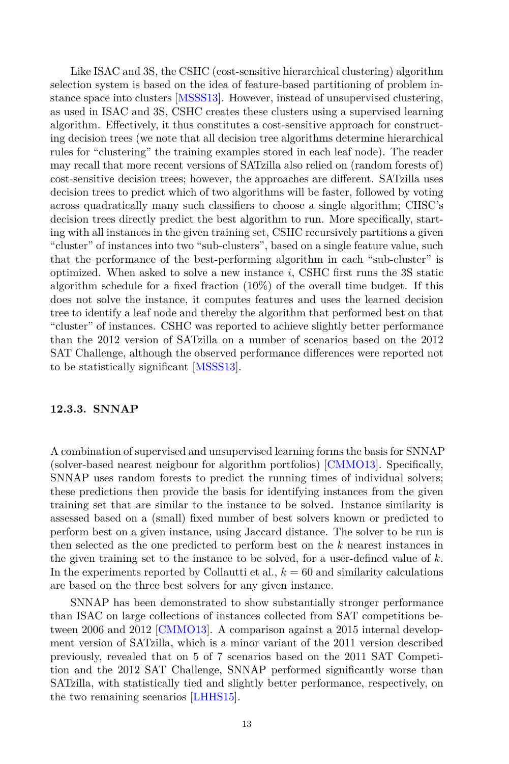Like ISAC and 3S, the CSHC (cost-sensitive hierarchical clustering) algorithm selection system is based on the idea of feature-based partitioning of problem instance space into clusters [MSSS13]. However, instead of unsupervised clustering, as used in ISAC and 3S, CSHC creates these clusters using a supervised learning algorithm. Effectively, it thus constitutes a cost-sensitive approach for constructing decision trees (we note that all decision tree algorithms determine hierarchical rules for "clustering" the training examples stored in each leaf node). The reader may recall that more recent versions of SATzilla also relied on (random forests of) cost-sensitive decision trees; however, the approaches are different. SATzilla uses decision trees to predict which of two algorithms will be faster, followed by voting across quadratically many such classifiers to choose a single algorithm; CHSC's decision trees directly predict the best algorithm to run. More specifically, starting with all instances in the given training set, CSHC recursively partitions a given "cluster" of instances into two "sub-clusters", based on a single feature value, such that the performance of the best-performing algorithm in each "sub-cluster" is optimized. When asked to solve a new instance $i$, CSHC first runs the 3S static algorithm schedule for a fixed fraction (10%) of the overall time budget. If this does not solve the instance, it computes features and uses the learned decision tree to identify a leaf node and thereby the algorithm that performed best on that "cluster" of instances. CSHC was reported to achieve slightly better performance than the 2012 version of SATzilla on a number of scenarios based on the 2012 SAT Challenge, although the observed performance differences were reported not to be statistically significant [MSSS13].

### 12.3.3. SNNAP

A combination of supervised and unsupervised learning forms the basis for SNNAP (solver-based nearest neigbour for algorithm portfolios) [CMMO13]. Specifically, SNNAP uses random forests to predict the running times of individual solvers; these predictions then provide the basis for identifying instances from the given training set that are similar to the instance to be solved. Instance similarity is assessed based on a (small) fixed number of best solvers known or predicted to perform best on a given instance, using Jaccard distance. The solver to be run is then selected as the one predicted to perform best on the $k$ nearest instances in the given training set to the instance to be solved, for a user-defined value of $k$. In the experiments reported by Collautti et al., $k = 60$ and similarity calculations are based on the three best solvers for any given instance.

SNNAP has been demonstrated to show substantially stronger performance than ISAC on large collections of instances collected from SAT competitions between 2006 and 2012 [CMMO13]. A comparison against a 2015 internal development version of SATzilla, which is a minor variant of the 2011 version described previously, revealed that on 5 of 7 scenarios based on the 2011 SAT Competition and the 2012 SAT Challenge, SNNAP performed significantly worse than SATzilla, with statistically tied and slightly better performance, respectively, on the two remaining scenarios [LHHS15].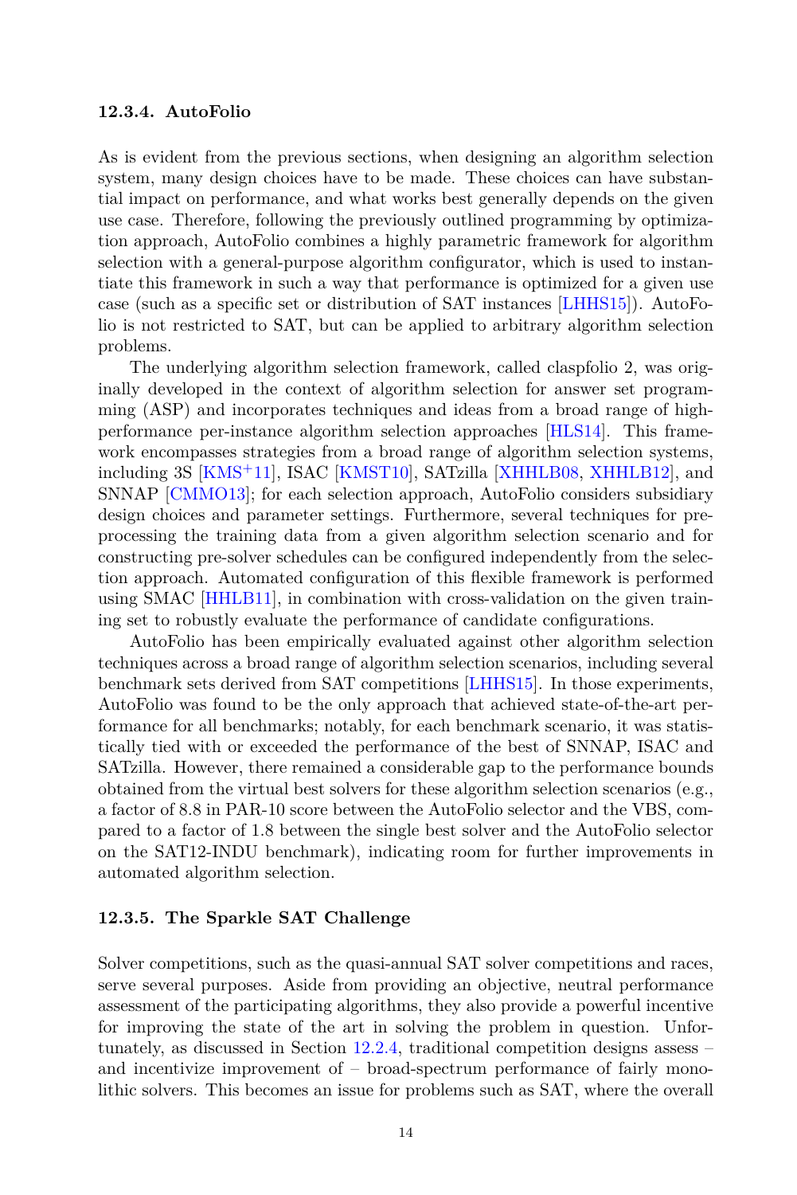### 12.3.4. AutoFolio

As is evident from the previous sections, when designing an algorithm selection system, many design choices have to be made. These choices can have substantial impact on performance, and what works best generally depends on the given use case. Therefore, following the previously outlined programming by optimization approach, AutoFolio combines a highly parametric framework for algorithm selection with a general-purpose algorithm configurator, which is used to instantiate this framework in such a way that performance is optimized for a given use case (such as a specific set or distribution of SAT instances [LHHS15]). AutoFolio is not restricted to SAT, but can be applied to arbitrary algorithm selection problems.

The underlying algorithm selection framework, called claspfolio 2, was originally developed in the context of algorithm selection for answer set programming (ASP) and incorporates techniques and ideas from a broad range of high-performance per-instance algorithm selection approaches [HLS14]. This framework encompasses strategies from a broad range of algorithm selection systems, including 3S [KMS+11], ISAC [KMST10], SATzilla [XHHLB08, XHHLB12], and SNNAP [CMMO13]; for each selection approach, AutoFolio considers subsidiary design choices and parameter settings. Furthermore, several techniques for preprocessing the training data from a given algorithm selection scenario and for constructing pre-solver schedules can be configured independently from the selection approach. Automated configuration of this flexible framework is performed using SMAC [HHLB11], in combination with cross-validation on the given training set to robustly evaluate the performance of candidate configurations.

AutoFolio has been empirically evaluated against other algorithm selection techniques across a broad range of algorithm selection scenarios, including several benchmark sets derived from SAT competitions [LHHS15]. In those experiments, AutoFolio was found to be the only approach that achieved state-of-the-art performance for all benchmarks; notably, for each benchmark scenario, it was statistically tied with or exceeded the performance of the best of SNNAP, ISAC and SATzilla. However, there remained a considerable gap to the performance bounds obtained from the virtual best solvers for these algorithm selection scenarios (e.g., a factor of 8.8 in PAR-10 score between the AutoFolio selector and the VBS, compared to a factor of 1.8 between the single best solver and the AutoFolio selector on the SAT12-INDU benchmark), indicating room for further improvements in automated algorithm selection.

### 12.3.5. The Sparkle SAT Challenge

Solver competitions, such as the quasi-annual SAT solver competitions and races, serve several purposes. Aside from providing an objective, neutral performance assessment of the participating algorithms, they also provide a powerful incentive for improving the state of the art in solving the problem in question. Unfortunately, as discussed in Section 12.2.4, traditional competition designs assess – and incentivize improvement of – broad-spectrum performance of fairly monolithic solvers. This becomes an issue for problems such as SAT, where the overall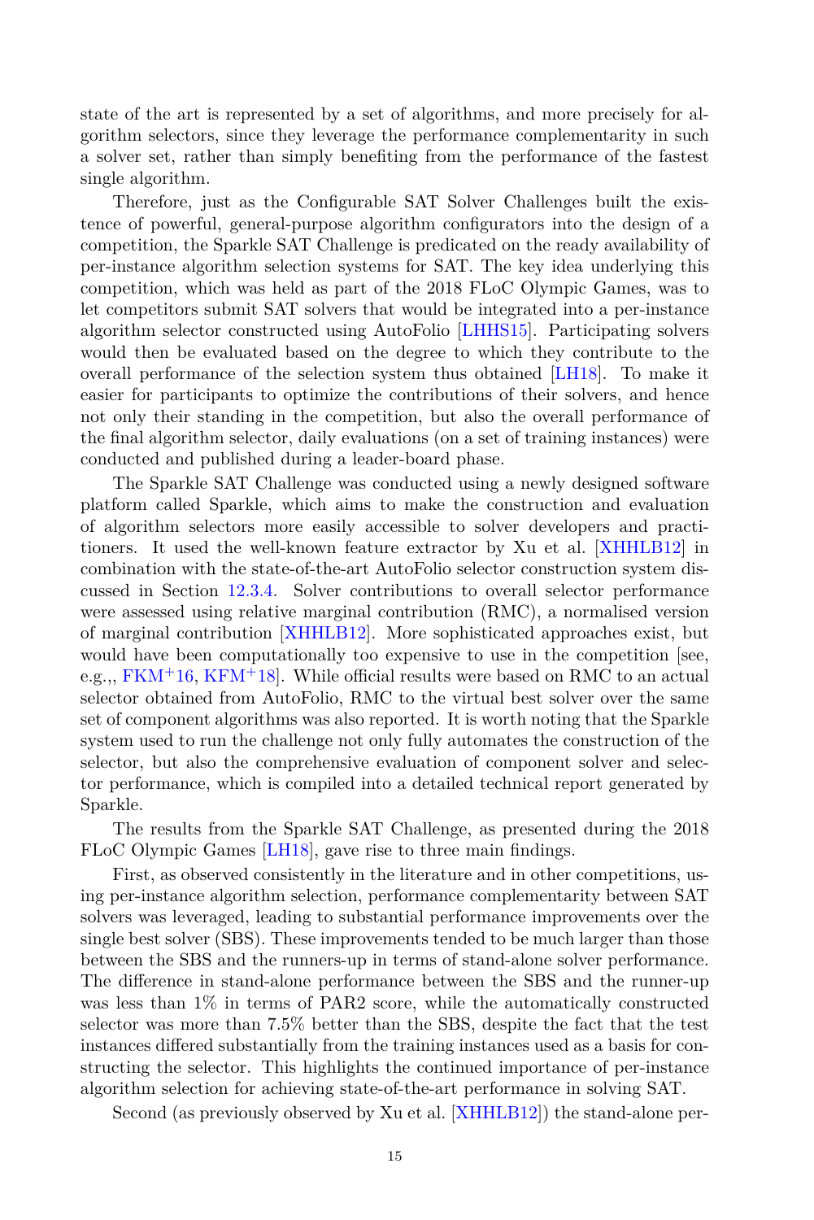state of the art is represented by a set of algorithms, and more precisely for algorithm selectors, since they leverage the performance complementarity in such a solver set, rather than simply benefiting from the performance of the fastest single algorithm.

Therefore, just as the Configurable SAT Solver Challenges built the existence of powerful, general-purpose algorithm configurators into the design of a competition, the Sparkle SAT Challenge is predicated on the ready availability of per-instance algorithm selection systems for SAT. The key idea underlying this competition, which was held as part of the 2018 FLoC Olympic Games, was to let competitors submit SAT solvers that would be integrated into a per-instance algorithm selector constructed using AutoFolio [LHHS15]. Participating solvers would then be evaluated based on the degree to which they contribute to the overall performance of the selection system thus obtained [LH18]. To make it easier for participants to optimize the contributions of their solvers, and hence not only their standing in the competition, but also the overall performance of the final algorithm selector, daily evaluations (on a set of training instances) were conducted and published during a leader-board phase.

The Sparkle SAT Challenge was conducted using a newly designed software platform called Sparkle, which aims to make the construction and evaluation of algorithm selectors more easily accessible to solver developers and practitioners. It used the well-known feature extractor by Xu et al. [XHHLB12] in combination with the state-of-the-art AutoFolio selector construction system discussed in Section 12.3.4. Solver contributions to overall selector performance were assessed using relative marginal contribution (RMC), a normalised version of marginal contribution [XHHLB12]. More sophisticated approaches exist, but would have been computationally too expensive to use in the competition [see, e.g.,, FKM+16, KFM+18]. While official results were based on RMC to an actual selector obtained from AutoFolio, RMC to the virtual best solver over the same set of component algorithms was also reported. It is worth noting that the Sparkle system used to run the challenge not only fully automates the construction of the selector, but also the comprehensive evaluation of component solver and selector performance, which is compiled into a detailed technical report generated by Sparkle.

The results from the Sparkle SAT Challenge, as presented during the 2018 FLoC Olympic Games [LH18], gave rise to three main findings.

First, as observed consistently in the literature and in other competitions, using per-instance algorithm selection, performance complementarity between SAT solvers was leveraged, leading to substantial performance improvements over the single best solver (SBS). These improvements tended to be much larger than those between the SBS and the runners-up in terms of stand-alone solver performance. The difference in stand-alone performance between the SBS and the runner-up was less than 1% in terms of PAR2 score, while the automatically constructed selector was more than 7.5% better than the SBS, despite the fact that the test instances differed substantially from the training instances used as a basis for constructing the selector. This highlights the continued importance of per-instance algorithm selection for achieving state-of-the-art performance in solving SAT.

Second (as previously observed by Xu et al. [XHHLB12]) the stand-alone per-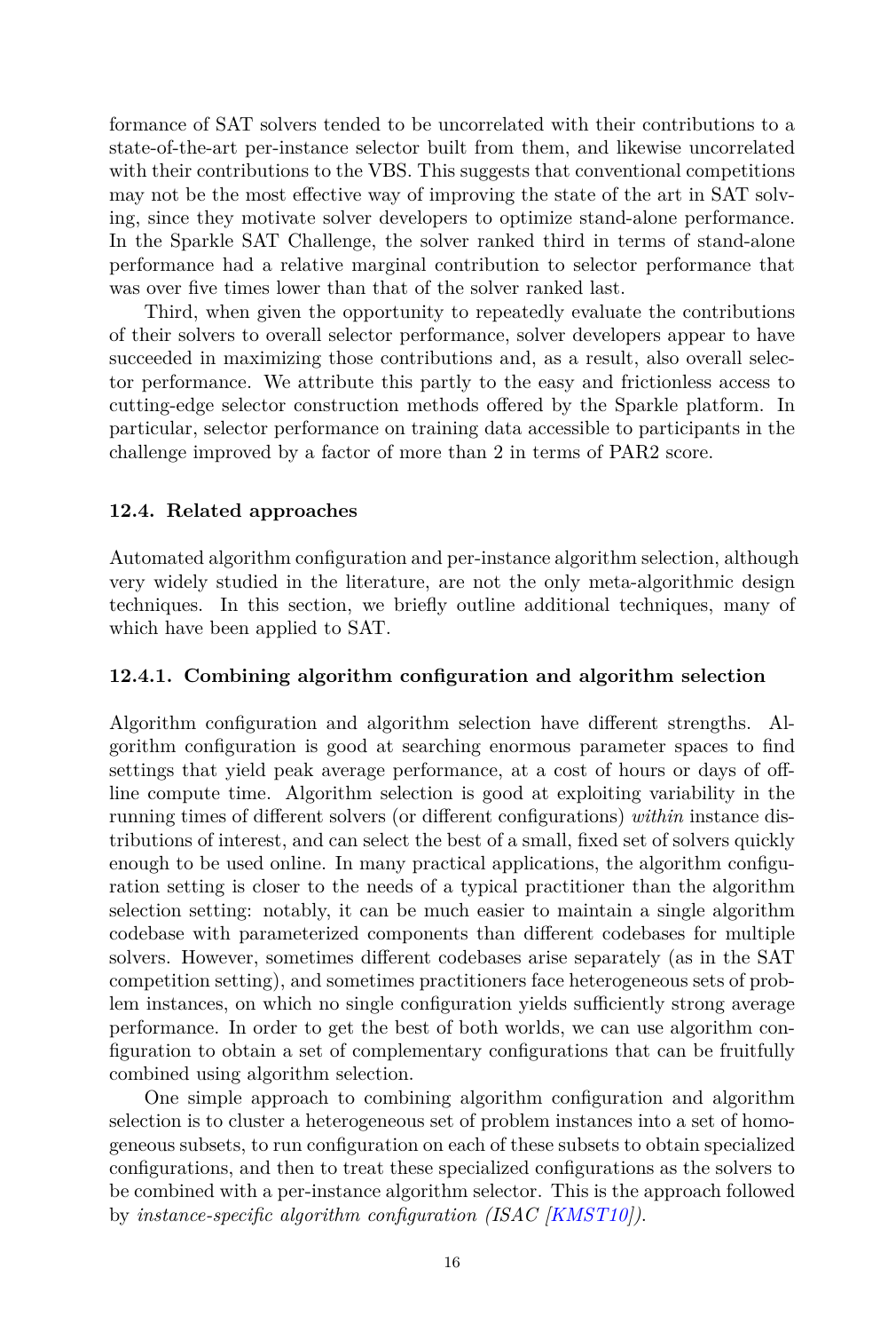formance of SAT solvers tended to be uncorrelated with their contributions to a state-of-the-art per-instance selector built from them, and likewise uncorrelated with their contributions to the VBS. This suggests that conventional competitions may not be the most effective way of improving the state of the art in SAT solving, since they motivate solver developers to optimize stand-alone performance. In the Sparkle SAT Challenge, the solver ranked third in terms of stand-alone performance had a relative marginal contribution to selector performance that was over five times lower than that of the solver ranked last.

Third, when given the opportunity to repeatedly evaluate the contributions of their solvers to overall selector performance, solver developers appear to have succeeded in maximizing those contributions and, as a result, also overall selector performance. We attribute this partly to the easy and frictionless access to cutting-edge selector construction methods offered by the Sparkle platform. In particular, selector performance on training data accessible to participants in the challenge improved by a factor of more than 2 in terms of PAR2 score.

### 12.4. Related approaches

Automated algorithm configuration and per-instance algorithm selection, although very widely studied in the literature, are not the only meta-algorithmic design techniques. In this section, we briefly outline additional techniques, many of which have been applied to SAT.

#### 12.4.1. Combining algorithm configuration and algorithm selection

Algorithm configuration and algorithm selection have different strengths. Algorithm configuration is good at searching enormous parameter spaces to find settings that yield peak average performance, at a cost of hours or days of offline compute time. Algorithm selection is good at exploiting variability in the running times of different solvers (or different configurations) *within* instance distributions of interest, and can select the best of a small, fixed set of solvers quickly enough to be used online. In many practical applications, the algorithm configuration setting is closer to the needs of a typical practitioner than the algorithm selection setting: notably, it can be much easier to maintain a single algorithm codebase with parameterized components than different codebases for multiple solvers. However, sometimes different codebases arise separately (as in the SAT competition setting), and sometimes practitioners face heterogeneous sets of problem instances, on which no single configuration yields sufficiently strong average performance. In order to get the best of both worlds, we can use algorithm configuration to obtain a set of complementary configurations that can be fruitfully combined using algorithm selection.

One simple approach to combining algorithm configuration and algorithm selection is to cluster a heterogeneous set of problem instances into a set of homogeneous subsets, to run configuration on each of these subsets to obtain specialized configurations, and then to treat these specialized configurations as the solvers to be combined with a per-instance algorithm selector. This is the approach followed by *instance-specific algorithm configuration (ISAC [KMST10]).*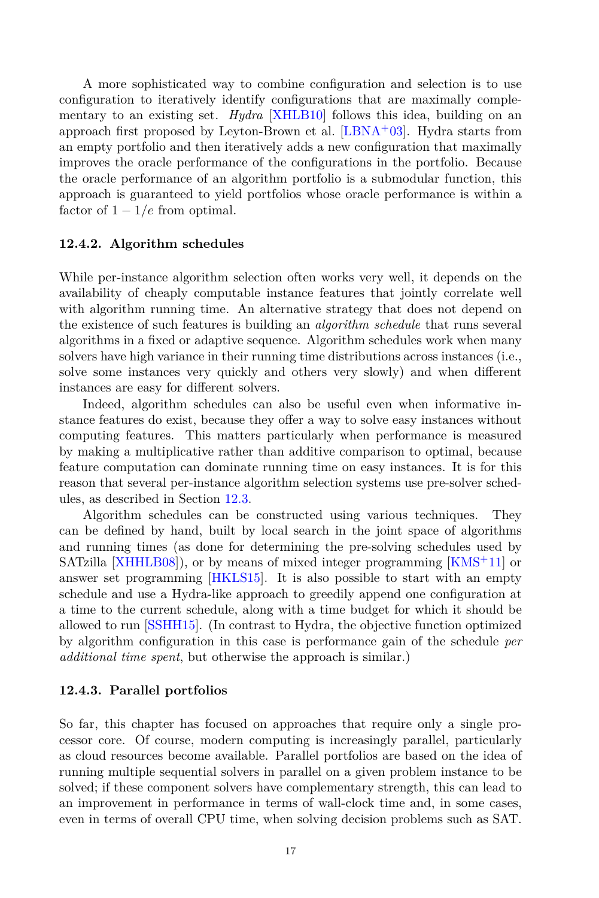A more sophisticated way to combine configuration and selection is to use configuration to iteratively identify configurations that are maximally complementary to an existing set. *Hydra* [XHLB10] follows this idea, building on an approach first proposed by Leyton-Brown et al. [LBNA+03]. Hydra starts from an empty portfolio and then iteratively adds a new configuration that maximally improves the oracle performance of the configurations in the portfolio. Because the oracle performance of an algorithm portfolio is a submodular function, this approach is guaranteed to yield portfolios whose oracle performance is within a factor of $1 - 1/e$ from optimal.

### 12.4.2. Algorithm schedules

While per-instance algorithm selection often works very well, it depends on the availability of cheaply computable instance features that jointly correlate well with algorithm running time. An alternative strategy that does not depend on the existence of such features is building an *algorithm schedule* that runs several algorithms in a fixed or adaptive sequence. Algorithm schedules work when many solvers have high variance in their running time distributions across instances (i.e., solve some instances very quickly and others very slowly) and when different instances are easy for different solvers.

Indeed, algorithm schedules can also be useful even when informative instance features do exist, because they offer a way to solve easy instances without computing features. This matters particularly when performance is measured by making a multiplicative rather than additive comparison to optimal, because feature computation can dominate running time on easy instances. It is for this reason that several per-instance algorithm selection systems use pre-solver schedules, as described in Section 12.3.

Algorithm schedules can be constructed using various techniques. They can be defined by hand, built by local search in the joint space of algorithms and running times (as done for determining the pre-solving schedules used by SATzilla [XHHLB08]), or by means of mixed integer programming [KMS+11] or answer set programming [HKLS15]. It is also possible to start with an empty schedule and use a Hydra-like approach to greedily append one configuration at a time to the current schedule, along with a time budget for which it should be allowed to run [SSHH15]. (In contrast to Hydra, the objective function optimized by algorithm configuration in this case is performance gain of the schedule *per additional time spent*, but otherwise the approach is similar.)

### 12.4.3. Parallel portfolios

So far, this chapter has focused on approaches that require only a single processor core. Of course, modern computing is increasingly parallel, particularly as cloud resources become available. Parallel portfolios are based on the idea of running multiple sequential solvers in parallel on a given problem instance to be solved; if these component solvers have complementary strength, this can lead to an improvement in performance in terms of wall-clock time and, in some cases, even in terms of overall CPU time, when solving decision problems such as SAT.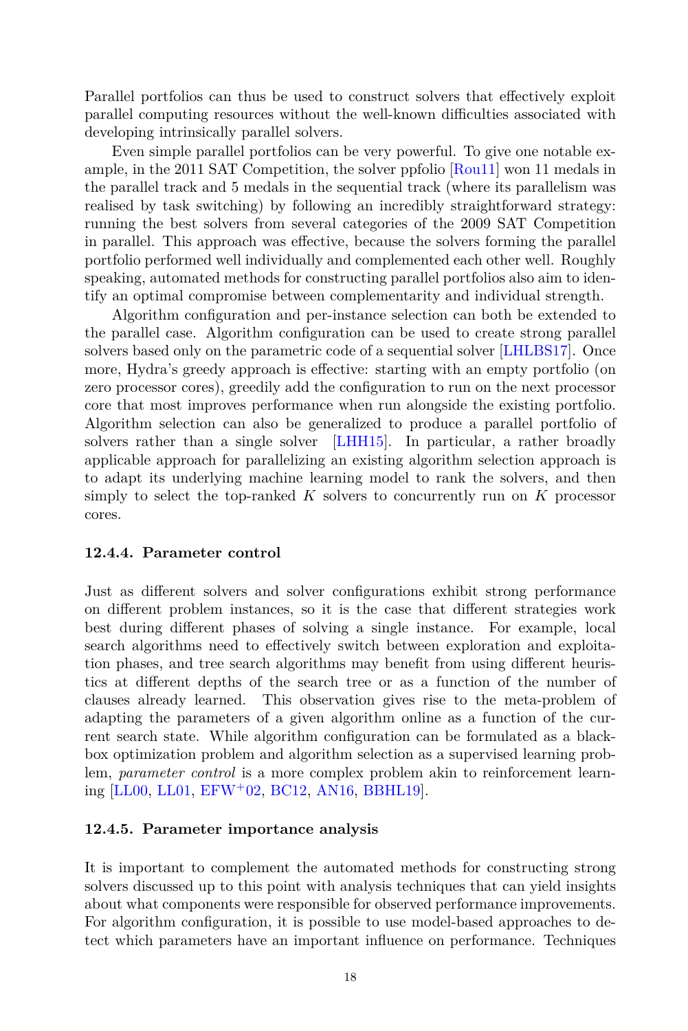Parallel portfolios can thus be used to construct solvers that effectively exploit parallel computing resources without the well-known difficulties associated with developing intrinsically parallel solvers.

Even simple parallel portfolios can be very powerful. To give one notable example, in the 2011 SAT Competition, the solver ppfolio [Rou11] won 11 medals in the parallel track and 5 medals in the sequential track (where its parallelism was realised by task switching) by following an incredibly straightforward strategy: running the best solvers from several categories of the 2009 SAT Competition in parallel. This approach was effective, because the solvers forming the parallel portfolio performed well individually and complemented each other well. Roughly speaking, automated methods for constructing parallel portfolios also aim to identify an optimal compromise between complementarity and individual strength.

Algorithm configuration and per-instance selection can both be extended to the parallel case. Algorithm configuration can be used to create strong parallel solvers based only on the parametric code of a sequential solver [LHLBS17]. Once more, Hydra's greedy approach is effective: starting with an empty portfolio (on zero processor cores), greedily add the configuration to run on the next processor core that most improves performance when run alongside the existing portfolio. Algorithm selection can also be generalized to produce a parallel portfolio of solvers rather than a single solver [LHH15]. In particular, a rather broadly applicable approach for parallelizing an existing algorithm selection approach is to adapt its underlying machine learning model to rank the solvers, and then simply to select the top-ranked $K$ solvers to concurrently run on $K$ processor cores.

#### 12.4.4. Parameter control

Just as different solvers and solver configurations exhibit strong performance on different problem instances, so it is the case that different strategies work best during different phases of solving a single instance. For example, local search algorithms need to effectively switch between exploration and exploitation phases, and tree search algorithms may benefit from using different heuristics at different depths of the search tree or as a function of the number of clauses already learned. This observation gives rise to the meta-problem of adapting the parameters of a given algorithm online as a function of the current search state. While algorithm configuration can be formulated as a blackbox optimization problem and algorithm selection as a supervised learning problem, *parameter control* is a more complex problem akin to reinforcement learning [LL00, LL01, EFW+02, BC12, AN16, BBHL19].

#### 12.4.5. Parameter importance analysis

It is important to complement the automated methods for constructing strong solvers discussed up to this point with analysis techniques that can yield insights about what components were responsible for observed performance improvements. For algorithm configuration, it is possible to use model-based approaches to detect which parameters have an important influence on performance. Techniques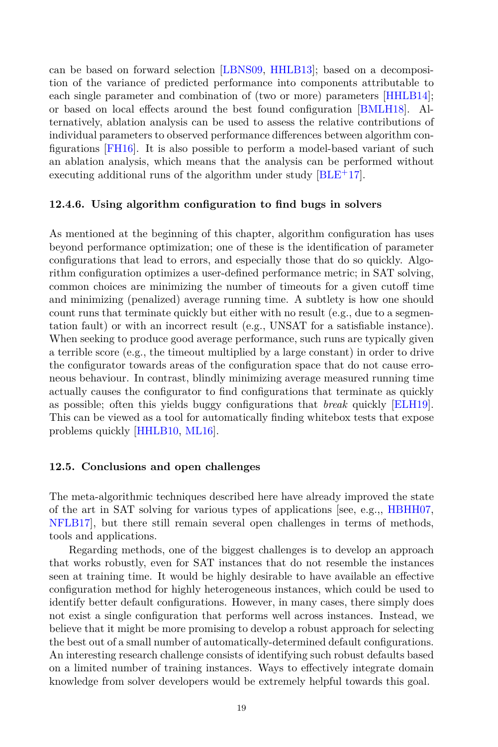can be based on forward selection [LBNS09, HHLB13]; based on a decomposition of the variance of predicted performance into components attributable to each single parameter and combination of (two or more) parameters [HHLB14]; or based on local effects around the best found configuration [BMLH18]. Alternatively, ablation analysis can be used to assess the relative contributions of individual parameters to observed performance differences between algorithm configurations [FH16]. It is also possible to perform a model-based variant of such an ablation analysis, which means that the analysis can be performed without executing additional runs of the algorithm under study [BLE+17].

### 12.4.6. Using algorithm configuration to find bugs in solvers

As mentioned at the beginning of this chapter, algorithm configuration has uses beyond performance optimization; one of these is the identification of parameter configurations that lead to errors, and especially those that do so quickly. Algorithm configuration optimizes a user-defined performance metric; in SAT solving, common choices are minimizing the number of timeouts for a given cutoff time and minimizing (penalized) average running time. A subtlety is how one should count runs that terminate quickly but either with no result (e.g., due to a segmentation fault) or with an incorrect result (e.g., UNSAT for a satisfiable instance). When seeking to produce good average performance, such runs are typically given a terrible score (e.g., the timeout multiplied by a large constant) in order to drive the configurator towards areas of the configuration space that do not cause erroneous behaviour. In contrast, blindly minimizing average measured running time actually causes the configurator to find configurations that terminate as quickly as possible; often this yields buggy configurations that *break* quickly [ELH19]. This can be viewed as a tool for automatically finding whitebox tests that expose problems quickly [HHLB10, ML16].

## 12.5. Conclusions and open challenges

The meta-algorithmic techniques described here have already improved the state of the art in SAT solving for various types of applications [see, e.g.,, HBHH07, NFLB17], but there still remain several open challenges in terms of methods, tools and applications.

Regarding methods, one of the biggest challenges is to develop an approach that works robustly, even for SAT instances that do not resemble the instances seen at training time. It would be highly desirable to have available an effective configuration method for highly heterogeneous instances, which could be used to identify better default configurations. However, in many cases, there simply does not exist a single configuration that performs well across instances. Instead, we believe that it might be more promising to develop a robust approach for selecting the best out of a small number of automatically-determined default configurations. An interesting research challenge consists of identifying such robust defaults based on a limited number of training instances. Ways to effectively integrate domain knowledge from solver developers would be extremely helpful towards this goal.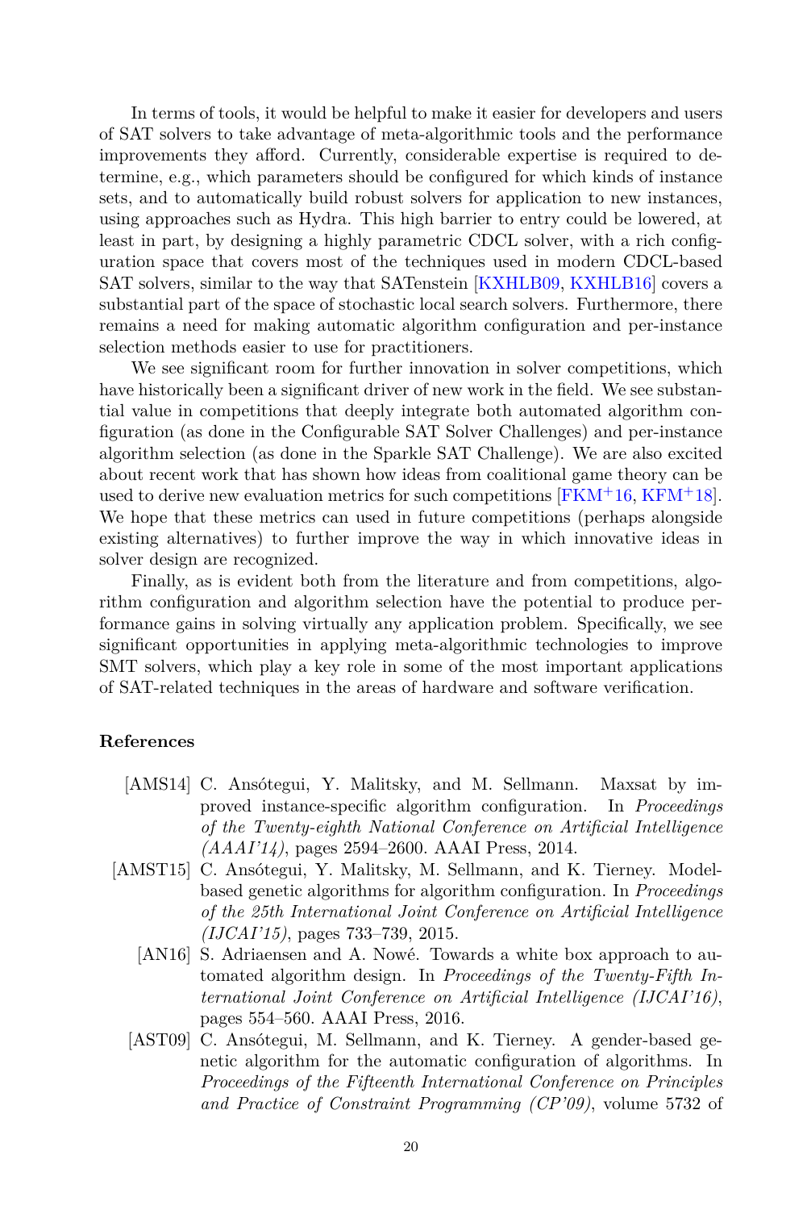In terms of tools, it would be helpful to make it easier for developers and users of SAT solvers to take advantage of meta-algorithmic tools and the performance improvements they afford. Currently, considerable expertise is required to determine, e.g., which parameters should be configured for which kinds of instance sets, and to automatically build robust solvers for application to new instances, using approaches such as Hydra. This high barrier to entry could be lowered, at least in part, by designing a highly parametric CDCL solver, with a rich configuration space that covers most of the techniques used in modern CDCL-based SAT solvers, similar to the way that SATenstein [KXHLB09, KXHLB16] covers a substantial part of the space of stochastic local search solvers. Furthermore, there remains a need for making automatic algorithm configuration and per-instance selection methods easier to use for practitioners.

We see significant room for further innovation in solver competitions, which have historically been a significant driver of new work in the field. We see substantial value in competitions that deeply integrate both automated algorithm configuration (as done in the Configurable SAT Solver Challenges) and per-instance algorithm selection (as done in the Sparkle SAT Challenge). We are also excited about recent work that has shown how ideas from coalitional game theory can be used to derive new evaluation metrics for such competitions [FKM+16, KFM+18]. We hope that these metrics can used in future competitions (perhaps alongside existing alternatives) to further improve the way in which innovative ideas in solver design are recognized.

Finally, as is evident both from the literature and from competitions, algorithm configuration and algorithm selection have the potential to produce performance gains in solving virtually any application problem. Specifically, we see significant opportunities in applying meta-algorithmic technologies to improve SMT solvers, which play a key role in some of the most important applications of SAT-related techniques in the areas of hardware and software verification.

## References

[AMS14] C. Ansótegui, Y. Malitsky, and M. Sellmann. Maxsat by improved instance-specific algorithm configuration. In *Proceedings of the Twenty-eighth National Conference on Artificial Intelligence (AAAI'14)*, pages 2594–2600. AAAI Press, 2014.

[AMST15] C. Ansótegui, Y. Malitsky, M. Sellmann, and K. Tierney. Model-based genetic algorithms for algorithm configuration. In *Proceedings of the 25th International Joint Conference on Artificial Intelligence (IJCAI'15)*, pages 733–739, 2015.

[AN16] S. Adriaensen and A. Nowé. Towards a white box approach to automated algorithm design. In *Proceedings of the Twenty-Fifth International Joint Conference on Artificial Intelligence (IJCAI'16)*, pages 554–560. AAAI Press, 2016.

[AST09] C. Ansótegui, M. Sellmann, and K. Tierney. A gender-based genetic algorithm for the automatic configuration of algorithms. In *Proceedings of the Fifteenth International Conference on Principles and Practice of Constraint Programming (CP'09)*, volume 5732 of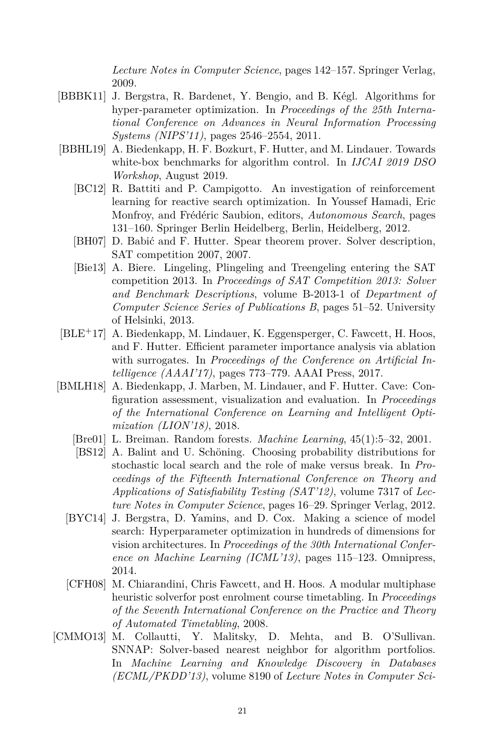*Lecture Notes in Computer Science*, pages 142–157. Springer Verlag, 2009.

[BBBK11] J. Bergstra, R. Bardenet, Y. Bengio, and B. Kégl. Algorithms for hyper-parameter optimization. In *Proceedings of the 25th International Conference on Advances in Neural Information Processing Systems (NIPS'11)*, pages 2546–2554, 2011.

[BBHL19] A. Biedenkapp, H. F. Bozkurt, F. Hutter, and M. Lindauer. Towards white-box benchmarks for algorithm control. In *IJCAI 2019 DSO Workshop*, August 2019.

[BC12] R. Battiti and P. Campigotto. An investigation of reinforcement learning for reactive search optimization. In Youssef Hamadi, Eric Monfroy, and Frédéric Saubion, editors, *Autonomous Search*, pages 131–160. Springer Berlin Heidelberg, Berlin, Heidelberg, 2012.

[BH07] D. Babić and F. Hutter. Spear theorem prover. Solver description, SAT competition 2007, 2007.

[Bie13] A. Biere. Lingeling, Plingeling and Treengeling entering the SAT competition 2013. In *Proceedings of SAT Competition 2013: Solver and Benchmark Descriptions*, volume B-2013-1 of *Department of Computer Science Series of Publications B*, pages 51–52. University of Helsinki, 2013.

[BLE+17] A. Biedenkapp, M. Lindauer, K. Eggensperger, C. Fawcett, H. Hoos, and F. Hutter. Efficient parameter importance analysis via ablation with surrogates. In *Proceedings of the Conference on Artificial Intelligence (AAAI'17)*, pages 773–779. AAAI Press, 2017.

[BMLH18] A. Biedenkapp, J. Marben, M. Lindauer, and F. Hutter. Cave: Configuration assessment, visualization and evaluation. In *Proceedings of the International Conference on Learning and Intelligent Optimization (LION'18)*, 2018.

[Bre01] L. Breiman. Random forests. *Machine Learning*, 45(1):5–32, 2001.

[BS12] A. Balint and U. Schöning. Choosing probability distributions for stochastic local search and the role of make versus break. In *Proceedings of the Fifteenth International Conference on Theory and Applications of Satisfiability Testing (SAT'12)*, volume 7317 of *Lecture Notes in Computer Science*, pages 16–29. Springer Verlag, 2012.

[BYC14] J. Bergstra, D. Yamins, and D. Cox. Making a science of model search: Hyperparameter optimization in hundreds of dimensions for vision architectures. In *Proceedings of the 30th International Conference on Machine Learning (ICML'13)*, pages 115–123. Omnipress, 2014.

[CFH08] M. Chiarandini, Chris Fawcett, and H. Hoos. A modular multiphase heuristic solverfor post enrolment course timetabling. In *Proceedings of the Seventh International Conference on the Practice and Theory of Automated Timetabling*, 2008.

[CMMO13] M. Collautti, Y. Malitsky, D. Mehta, and B. O'Sullivan. SNNAP: Solver-based nearest neighbor for algorithm portfolios. In *Machine Learning and Knowledge Discovery in Databases (ECML/PKDD'13)*, volume 8190 of *Lecture Notes in Computer Sci-*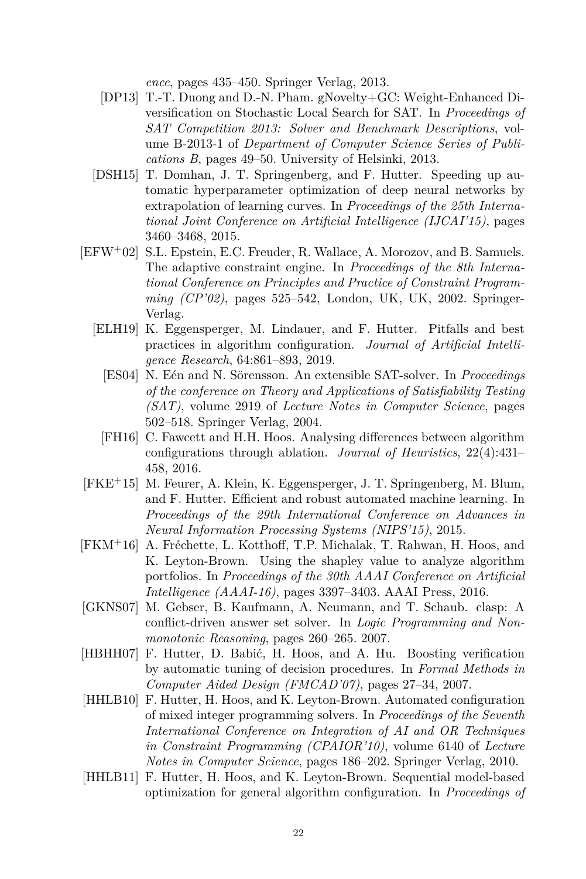*ence*, pages 435–450. Springer Verlag, 2013.

[DP13] T.-T. Duong and D.-N. Pham. gNovelty+GC: Weight-Enhanced Diversification on Stochastic Local Search for SAT. In *Proceedings of SAT Competition 2013: Solver and Benchmark Descriptions*, volume B-2013-1 of *Department of Computer Science Series of Publications B*, pages 49–50. University of Helsinki, 2013.

[DSH15] T. Domhan, J. T. Springenberg, and F. Hutter. Speeding up automatic hyperparameter optimization of deep neural networks by extrapolation of learning curves. In *Proceedings of the 25th International Joint Conference on Artificial Intelligence (IJCAI'15)*, pages 3460–3468, 2015.

[EFW+02] S.L. Epstein, E.C. Freuder, R. Wallace, A. Morozov, and B. Samuels. The adaptive constraint engine. In *Proceedings of the 8th International Conference on Principles and Practice of Constraint Programming (CP'02)*, pages 525–542, London, UK, UK, 2002. Springer-Verlag.

[ELH19] K. Eggensperger, M. Lindauer, and F. Hutter. Pitfalls and best practices in algorithm configuration. *Journal of Artificial Intelligence Research*, 64:861–893, 2019.

[ES04] N. Eén and N. Sörensson. An extensible SAT-solver. In *Proceedings of the conference on Theory and Applications of Satisfiability Testing (SAT)*, volume 2919 of *Lecture Notes in Computer Science*, pages 502–518. Springer Verlag, 2004.

[FH16] C. Fawcett and H.H. Hoos. Analysing differences between algorithm configurations through ablation. *Journal of Heuristics*, 22(4):431–458, 2016.

[FKE+15] M. Feurer, A. Klein, K. Eggensperger, J. T. Springenberg, M. Blum, and F. Hutter. Efficient and robust automated machine learning. In *Proceedings of the 29th International Conference on Advances in Neural Information Processing Systems (NIPS'15)*, 2015.

[FKM+16] A. Fréchette, L. Kotthoff, T.P. Michalak, T. Rahwan, H. Hoos, and K. Leyton-Brown. Using the shapley value to analyze algorithm portfolios. In *Proceedings of the 30th AAAI Conference on Artificial Intelligence (AAAI-16)*, pages 3397–3403. AAAI Press, 2016.

[GKNS07] M. Gebser, B. Kaufmann, A. Neumann, and T. Schaub. clasp: A conflict-driven answer set solver. In *Logic Programming and Nonmonotonic Reasoning*, pages 260–265. 2007.

[HBHH07] F. Hutter, D. Babić, H. Hoos, and A. Hu. Boosting verification by automatic tuning of decision procedures. In *Formal Methods in Computer Aided Design (FMCAD'07)*, pages 27–34, 2007.

[HHLB10] F. Hutter, H. Hoos, and K. Leyton-Brown. Automated configuration of mixed integer programming solvers. In *Proceedings of the Seventh International Conference on Integration of AI and OR Techniques in Constraint Programming (CPAIOR'10)*, volume 6140 of *Lecture Notes in Computer Science*, pages 186–202. Springer Verlag, 2010.

[HHLB11] F. Hutter, H. Hoos, and K. Leyton-Brown. Sequential model-based optimization for general algorithm configuration. In *Proceedings of*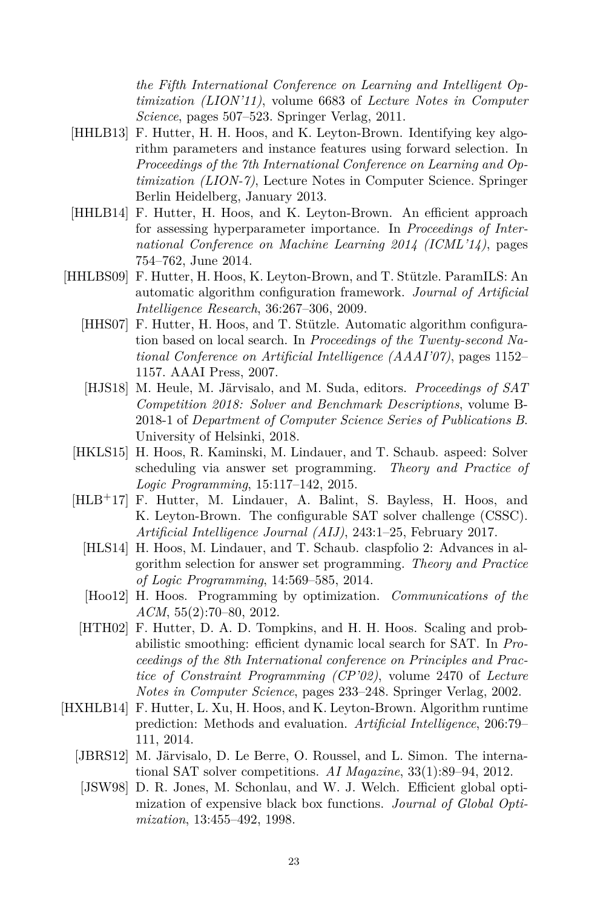*the Fifth International Conference on Learning and Intelligent Optimization (LION'11)*, volume 6683 of *Lecture Notes in Computer Science*, pages 507–523. Springer Verlag, 2011.

[HHLB13] F. Hutter, H. H. Hoos, and K. Leyton-Brown. Identifying key algorithm parameters and instance features using forward selection. In *Proceedings of the 7th International Conference on Learning and Optimization (LION-7)*, Lecture Notes in Computer Science. Springer Berlin Heidelberg, January 2013.

[HHLB14] F. Hutter, H. Hoos, and K. Leyton-Brown. An efficient approach for assessing hyperparameter importance. In *Proceedings of International Conference on Machine Learning 2014 (ICML'14)*, pages 754–762, June 2014.

[HHLBS09] F. Hutter, H. Hoos, K. Leyton-Brown, and T. Stützle. ParamILS: An automatic algorithm configuration framework. *Journal of Artificial Intelligence Research*, 36:267–306, 2009.

[HHS07] F. Hutter, H. Hoos, and T. Stützle. Automatic algorithm configuration based on local search. In *Proceedings of the Twenty-second National Conference on Artificial Intelligence (AAAI'07)*, pages 1152–1157. AAAI Press, 2007.

[HJS18] M. Heule, M. Järvisalo, and M. Suda, editors. *Proceedings of SAT Competition 2018: Solver and Benchmark Descriptions*, volume B-2018-1 of *Department of Computer Science Series of Publications B*. University of Helsinki, 2018.

[HKLS15] H. Hoos, R. Kaminski, M. Lindauer, and T. Schaub. aspeed: Solver scheduling via answer set programming. *Theory and Practice of Logic Programming*, 15:117–142, 2015.

[HLB+17] F. Hutter, M. Lindauer, A. Balint, S. Bayless, H. Hoos, and K. Leyton-Brown. The configurable SAT solver challenge (CSSC). *Artificial Intelligence Journal (AIJ)*, 243:1–25, February 2017.

[HLS14] H. Hoos, M. Lindauer, and T. Schaub. claspfolio 2: Advances in algorithm selection for answer set programming. *Theory and Practice of Logic Programming*, 14:569–585, 2014.

[Hoo12] H. Hoos. Programming by optimization. *Communications of the ACM*, 55(2):70–80, 2012.

[HTH02] F. Hutter, D. A. D. Tompkins, and H. H. Hoos. Scaling and probabilistic smoothing: efficient dynamic local search for SAT. In *Proceedings of the 8th International conference on Principles and Practice of Constraint Programming (CP'02)*, volume 2470 of *Lecture Notes in Computer Science*, pages 233–248. Springer Verlag, 2002.

[HXHLB14] F. Hutter, L. Xu, H. Hoos, and K. Leyton-Brown. Algorithm runtime prediction: Methods and evaluation. *Artificial Intelligence*, 206:79–111, 2014.

[JBRS12] M. Järvisalo, D. Le Berre, O. Roussel, and L. Simon. The international SAT solver competitions. *AI Magazine*, 33(1):89–94, 2012.

[JSW98] D. R. Jones, M. Schonlau, and W. J. Welch. Efficient global optimization of expensive black box functions. *Journal of Global Optimization*, 13:455–492, 1998.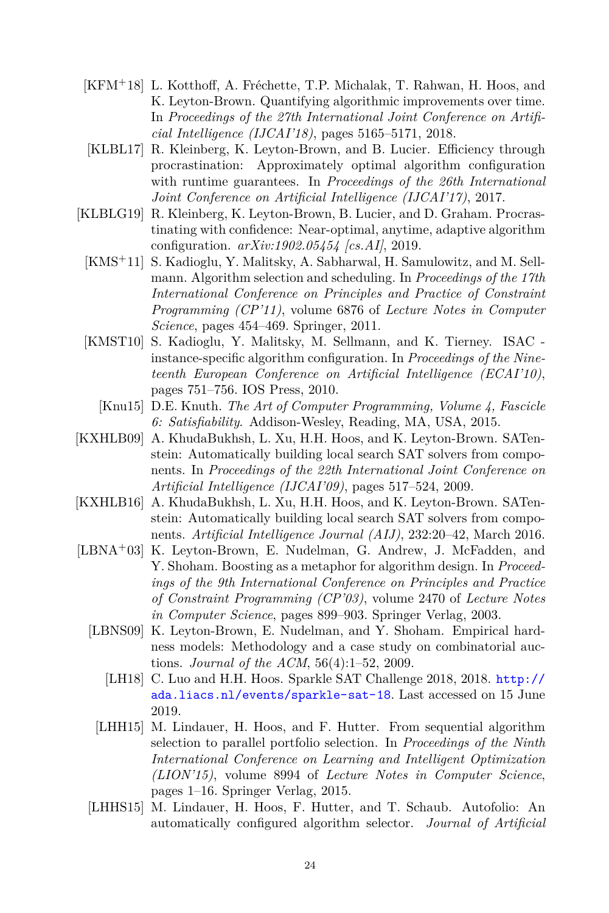[KFM+18] L. Kotthoff, A. Fréchette, T.P. Michalak, T. Rahwan, H. Hoos, and K. Leyton-Brown. Quantifying algorithmic improvements over time. In *Proceedings of the 27th International Joint Conference on Artificial Intelligence (IJCAI'18)*, pages 5165–5171, 2018.

[KLBL17] R. Kleinberg, K. Leyton-Brown, and B. Lucier. Efficiency through procrastination: Approximately optimal algorithm configuration with runtime guarantees. In *Proceedings of the 26th International Joint Conference on Artificial Intelligence (IJCAI'17)*, 2017.

[KLBLG19] R. Kleinberg, K. Leyton-Brown, B. Lucier, and D. Graham. Procrastinating with confidence: Near-optimal, anytime, adaptive algorithm configuration. *arXiv:1902.05454 [cs.AI]*, 2019.

[KMS+11] S. Kadioglu, Y. Malitsky, A. Sabharwal, H. Samulowitz, and M. Sellmann. Algorithm selection and scheduling. In *Proceedings of the 17th International Conference on Principles and Practice of Constraint Programming (CP'11)*, volume 6876 of *Lecture Notes in Computer Science*, pages 454–469. Springer, 2011.

[KMST10] S. Kadioglu, Y. Malitsky, M. Sellmann, and K. Tierney. ISAC - instance-specific algorithm configuration. In *Proceedings of the Nineteenth European Conference on Artificial Intelligence (ECAI'10)*, pages 751–756. IOS Press, 2010.

[Knu15] D.E. Knuth. *The Art of Computer Programming, Volume 4, Fascicle 6: Satisfiability*. Addison-Wesley, Reading, MA, USA, 2015.

[KXHLB09] A. KhudaBukhsh, L. Xu, H.H. Hoos, and K. Leyton-Brown. SATenstein: Automatically building local search SAT solvers from components. In *Proceedings of the 22th International Joint Conference on Artificial Intelligence (IJCAI'09)*, pages 517–524, 2009.

[KXHLB16] A. KhudaBukhsh, L. Xu, H.H. Hoos, and K. Leyton-Brown. SATenstein: Automatically building local search SAT solvers from components. *Artificial Intelligence Journal (AIJ)*, 232:20–42, March 2016.

[LBNA+03] K. Leyton-Brown, E. Nudelman, G. Andrew, J. McFadden, and Y. Shoham. Boosting as a metaphor for algorithm design. In *Proceedings of the 9th International Conference on Principles and Practice of Constraint Programming (CP'03)*, volume 2470 of *Lecture Notes in Computer Science*, pages 899–903. Springer Verlag, 2003.

[LBNS09] K. Leyton-Brown, E. Nudelman, and Y. Shoham. Empirical hardness models: Methodology and a case study on combinatorial auctions. *Journal of the ACM*, 56(4):1–52, 2009.

[LH18] C. Luo and H.H. Hoos. Sparkle SAT Challenge 2018, 2018. http://ada.liacs.nl/events/sparkle-sat-18. Last accessed on 15 June 2019.

[LHH15] M. Lindauer, H. Hoos, and F. Hutter. From sequential algorithm selection to parallel portfolio selection. In *Proceedings of the Ninth International Conference on Learning and Intelligent Optimization (LION'15)*, volume 8994 of *Lecture Notes in Computer Science*, pages 1–16. Springer Verlag, 2015.

[LHHS15] M. Lindauer, H. Hoos, F. Hutter, and T. Schaub. Autofolio: An automatically configured algorithm selector. *Journal of Artificial*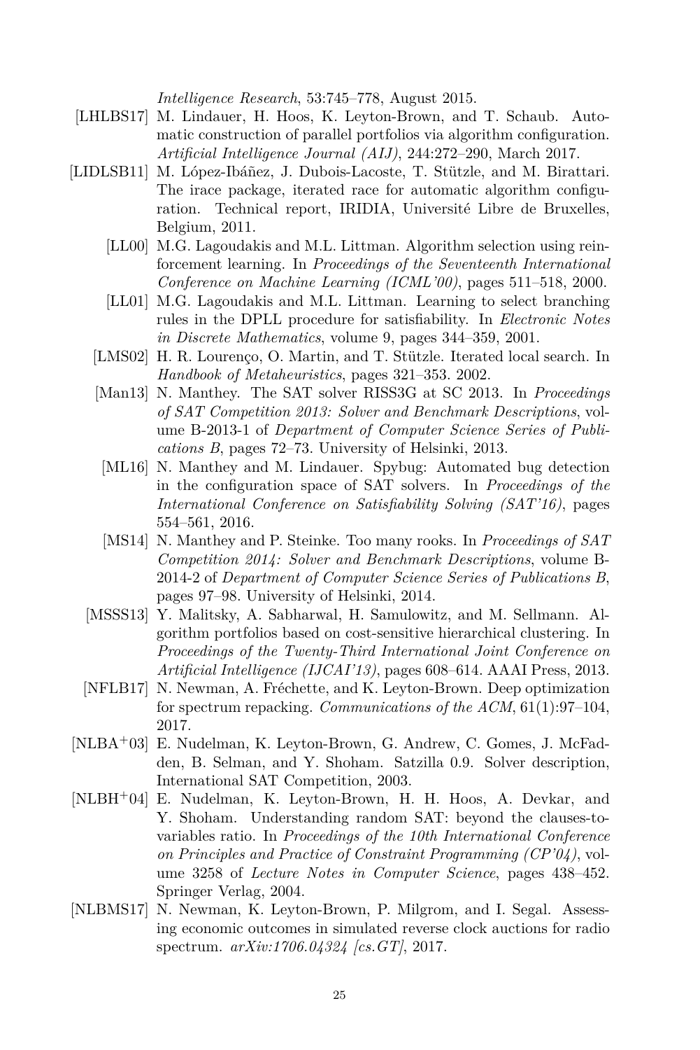*Intelligence Research*, 53:745–778, August 2015.

[LHLBS17] M. Lindauer, H. Hoos, K. Leyton-Brown, and T. Schaub. Automatic construction of parallel portfolios via algorithm configuration. *Artificial Intelligence Journal (AIJ)*, 244:272–290, March 2017.

[LIDLSB11] M. López-Ibáñez, J. Dubois-Lacoste, T. Stützle, and M. Birattari. The irace package, iterated race for automatic algorithm configuration. Technical report, IRIDIA, Université Libre de Bruxelles, Belgium, 2011.

[LL00] M.G. Lagoudakis and M.L. Littman. Algorithm selection using reinforcement learning. In *Proceedings of the Seventeenth International Conference on Machine Learning (ICML'00)*, pages 511–518, 2000.

[LL01] M.G. Lagoudakis and M.L. Littman. Learning to select branching rules in the DPLL procedure for satisfiability. In *Electronic Notes in Discrete Mathematics*, volume 9, pages 344–359, 2001.

[LMS02] H. R. Lourenço, O. Martin, and T. Stützle. Iterated local search. In *Handbook of Metaheuristics*, pages 321–353. 2002.

[Man13] N. Manthey. The SAT solver RISS3G at SC 2013. In *Proceedings of SAT Competition 2013: Solver and Benchmark Descriptions*, volume B-2013-1 of *Department of Computer Science Series of Publications B*, pages 72–73. University of Helsinki, 2013.

[ML16] N. Manthey and M. Lindauer. Spybug: Automated bug detection in the configuration space of SAT solvers. In *Proceedings of the International Conference on Satisfiability Solving (SAT'16)*, pages 554–561, 2016.

[MS14] N. Manthey and P. Steinke. Too many rooks. In *Proceedings of SAT Competition 2014: Solver and Benchmark Descriptions*, volume B-2014-2 of *Department of Computer Science Series of Publications B*, pages 97–98. University of Helsinki, 2014.

[MSSS13] Y. Malitsky, A. Sabharwal, H. Samulowitz, and M. Sellmann. Algorithm portfolios based on cost-sensitive hierarchical clustering. In *Proceedings of the Twenty-Third International Joint Conference on Artificial Intelligence (IJCAI'13)*, pages 608–614. AAAI Press, 2013.

[NFLB17] N. Newman, A. Fréchette, and K. Leyton-Brown. Deep optimization for spectrum repacking. *Communications of the ACM*, 61(1):97–104, 2017.

[NLBA+03] E. Nudelman, K. Leyton-Brown, G. Andrew, C. Gomes, J. McFadden, B. Selman, and Y. Shoham. Satzilla 0.9. Solver description, International SAT Competition, 2003.

[NLBH+04] E. Nudelman, K. Leyton-Brown, H. H. Hoos, A. Devkar, and Y. Shoham. Understanding random SAT: beyond the clauses-to-variables ratio. In *Proceedings of the 10th International Conference on Principles and Practice of Constraint Programming (CP'04)*, volume 3258 of *Lecture Notes in Computer Science*, pages 438–452. Springer Verlag, 2004.

[NLBMS17] N. Newman, K. Leyton-Brown, P. Milgrom, and I. Segal. Assessing economic outcomes in simulated reverse clock auctions for radio spectrum. *arXiv:1706.04324 [cs.GT]*, 2017.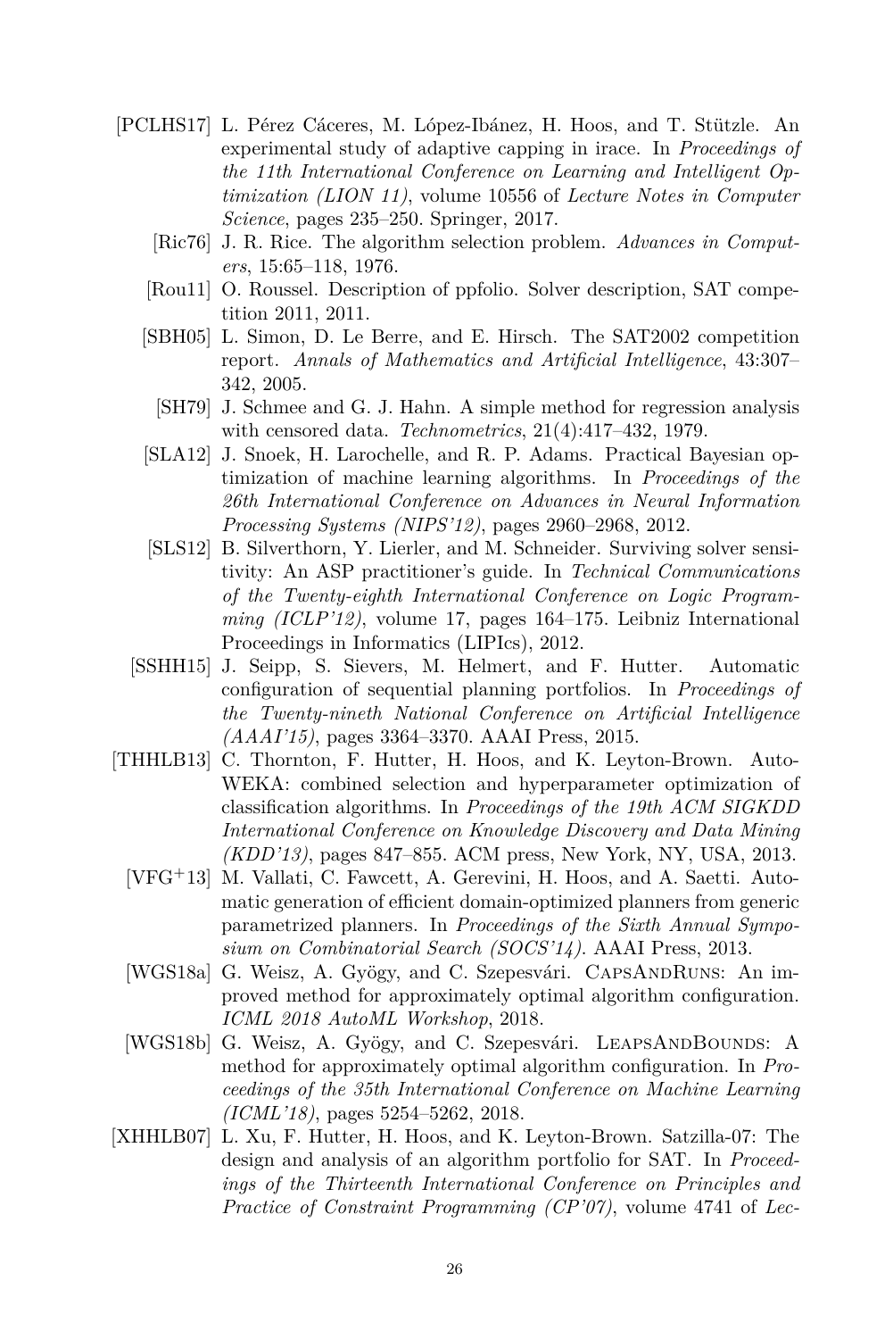[PCLHS17] L. Pérez Cáceres, M. López-Ibánez, H. Hoos, and T. Stützle. An experimental study of adaptive capping in irace. In *Proceedings of the 11th International Conference on Learning and Intelligent Optimization (LION 11)*, volume 10556 of *Lecture Notes in Computer Science*, pages 235–250. Springer, 2017.

[Ric76] J. R. Rice. The algorithm selection problem. *Advances in Computers*, 15:65–118, 1976.

[Rou11] O. Roussel. Description of ppfolio. Solver description, SAT competition 2011, 2011.

[SBH05] L. Simon, D. Le Berre, and E. Hirsch. The SAT2002 competition report. *Annals of Mathematics and Artificial Intelligence*, 43:307–342, 2005.

[SH79] J. Schmee and G. J. Hahn. A simple method for regression analysis with censored data. *Technometrics*, 21(4):417–432, 1979.

[SLA12] J. Snoek, H. Larochelle, and R. P. Adams. Practical Bayesian optimization of machine learning algorithms. In *Proceedings of the 26th International Conference on Advances in Neural Information Processing Systems (NIPS'12)*, pages 2960–2968, 2012.

[SLS12] B. Silverthorn, Y. Lierler, and M. Schneider. Surviving solver sensitivity: An ASP practitioner's guide. In *Technical Communications of the Twenty-eighth International Conference on Logic Programming (ICLP'12)*, volume 17, pages 164–175. Leibniz International Proceedings in Informatics (LIPIcs), 2012.

[SSHH15] J. Seipp, S. Sievers, M. Helmert, and F. Hutter. Automatic configuration of sequential planning portfolios. In *Proceedings of the Twenty-nineth National Conference on Artificial Intelligence (AAAI'15)*, pages 3364–3370. AAAI Press, 2015.

[THHLB13] C. Thornton, F. Hutter, H. Hoos, and K. Leyton-Brown. Auto-WEKA: combined selection and hyperparameter optimization of classification algorithms. In *Proceedings of the 19th ACM SIGKDD International Conference on Knowledge Discovery and Data Mining (KDD'13)*, pages 847–855. ACM press, New York, NY, USA, 2013.

[VFG+13] M. Vallati, C. Fawcett, A. Gerevini, H. Hoos, and A. Saetti. Automatic generation of efficient domain-optimized planners from generic parametrized planners. In *Proceedings of the Sixth Annual Symposium on Combinatorial Search (SOCS'14)*. AAAI Press, 2013.

[WGS18a] G. Weisz, A. Gyögy, and C. Szepesvári. CapsAndRuns: An improved method for approximately optimal algorithm configuration. *ICML 2018 AutoML Workshop*, 2018.

[WGS18b] G. Weisz, A. Gyögy, and C. Szepesvári. LeapsAndBounds: A method for approximately optimal algorithm configuration. In *Proceedings of the 35th International Conference on Machine Learning (ICML'18)*, pages 5254–5262, 2018.

[XHHLB07] L. Xu, F. Hutter, H. Hoos, and K. Leyton-Brown. Satzilla-07: The design and analysis of an algorithm portfolio for SAT. In *Proceedings of the Thirteenth International Conference on Principles and Practice of Constraint Programming (CP'07)*, volume 4741 of *Lec-*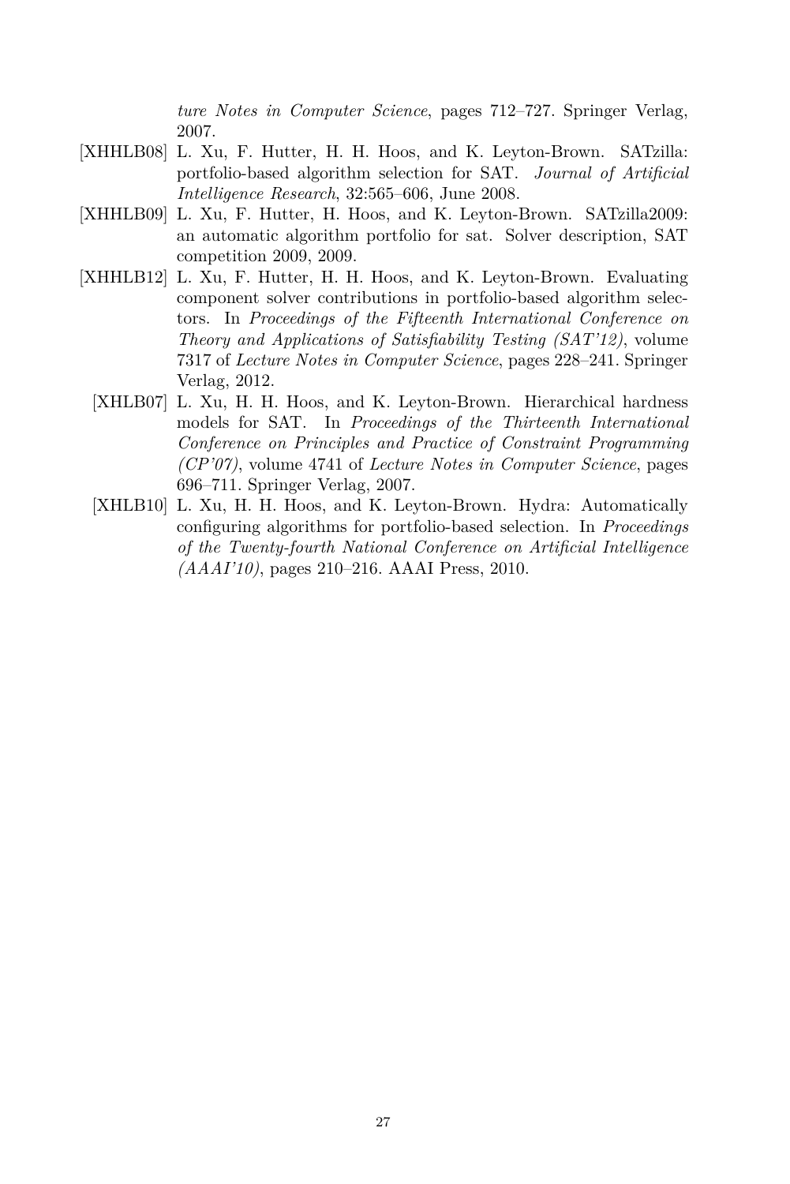*ture Notes in Computer Science*, pages 712–727. Springer Verlag, 2007.

[XHHLB08] L. Xu, F. Hutter, H. H. Hoos, and K. Leyton-Brown. SATzilla: portfolio-based algorithm selection for SAT. *Journal of Artificial Intelligence Research*, 32:565–606, June 2008.

[XHHLB09] L. Xu, F. Hutter, H. Hoos, and K. Leyton-Brown. SATzilla2009: an automatic algorithm portfolio for sat. Solver description, SAT competition 2009, 2009.

[XHHLB12] L. Xu, F. Hutter, H. H. Hoos, and K. Leyton-Brown. Evaluating component solver contributions in portfolio-based algorithm selectors. In *Proceedings of the Fifteenth International Conference on Theory and Applications of Satisfiability Testing (SAT'12)*, volume 7317 of *Lecture Notes in Computer Science*, pages 228–241. Springer Verlag, 2012.

[XHLB07] L. Xu, H. H. Hoos, and K. Leyton-Brown. Hierarchical hardness models for SAT. In *Proceedings of the Thirteenth International Conference on Principles and Practice of Constraint Programming (CP'07)*, volume 4741 of *Lecture Notes in Computer Science*, pages 696–711. Springer Verlag, 2007.

[XHLB10] L. Xu, H. H. Hoos, and K. Leyton-Brown. Hydra: Automatically configuring algorithms for portfolio-based selection. In *Proceedings of the Twenty-fourth National Conference on Artificial Intelligence (AAAI'10)*, pages 210–216. AAAI Press, 2010.